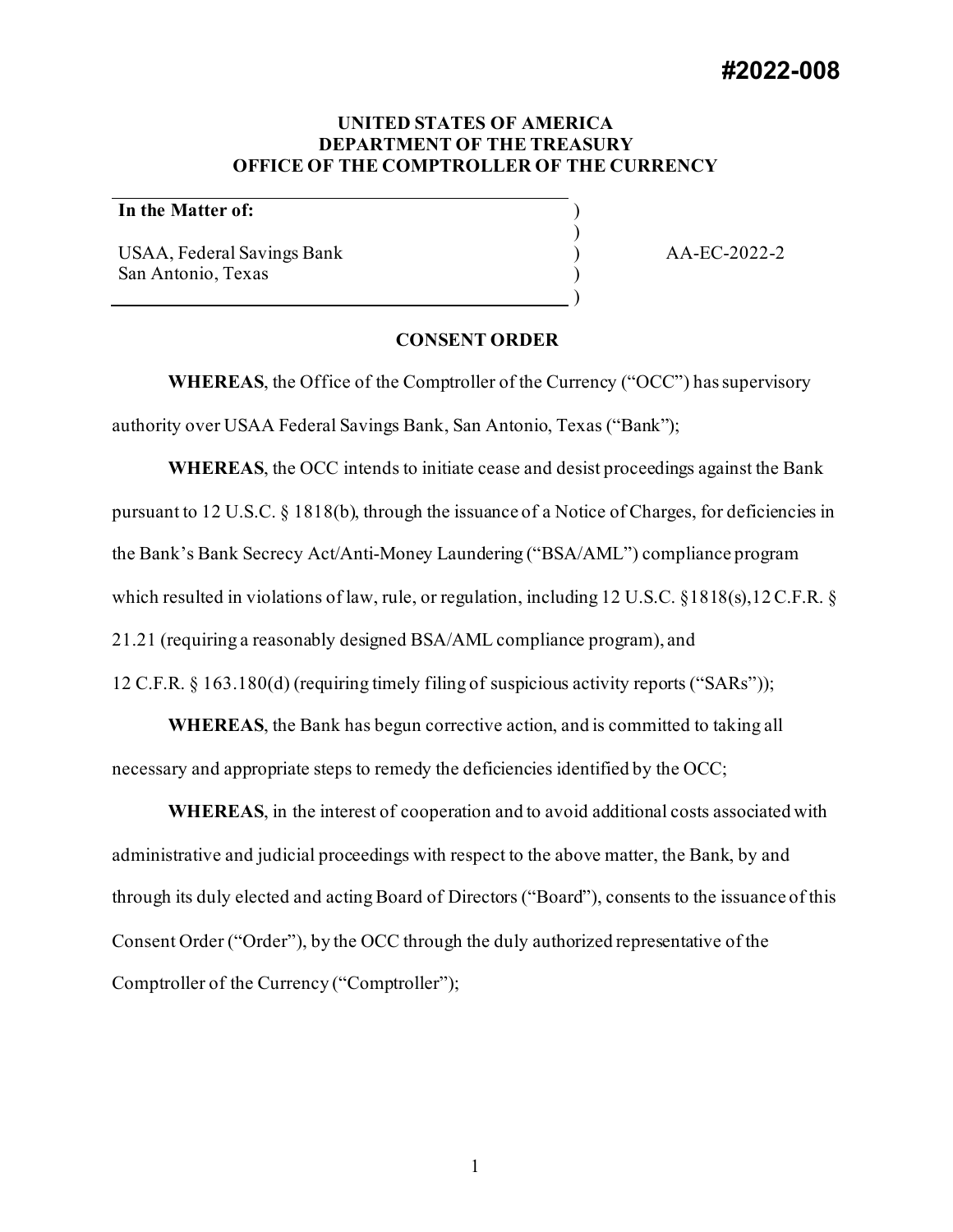# #2022-008

**UNITED STATES OF AMERICA**
**DEPARTMENT OF THE TREASURY**
**OFFICE OF THE COMPTROLLER OF THE CURRENCY**

| | | |
|---|---|---|
| **In the Matter of:** | ) | |
| | ) | |
| USAA, Federal Savings Bank | ) | AA-EC-2022-2 |
| San Antonio, Texas | ) | |
| | ) | |

**CONSENT ORDER**

**WHEREAS**, the Office of the Comptroller of the Currency ("OCC") has supervisory authority over USAA Federal Savings Bank, San Antonio, Texas ("Bank");

**WHEREAS**, the OCC intends to initiate cease and desist proceedings against the Bank pursuant to 12 U.S.C. § 1818(b), through the issuance of a Notice of Charges, for deficiencies in the Bank's Bank Secrecy Act/Anti-Money Laundering ("BSA/AML") compliance program which resulted in violations of law, rule, or regulation, including 12 U.S.C. §1818(s),12 C.F.R. § 21.21 (requiring a reasonably designed BSA/AML compliance program), and 12 C.F.R. § 163.180(d) (requiring timely filing of suspicious activity reports ("SARs"));

**WHEREAS**, the Bank has begun corrective action, and is committed to taking all necessary and appropriate steps to remedy the deficiencies identified by the OCC;

**WHEREAS**, in the interest of cooperation and to avoid additional costs associated with administrative and judicial proceedings with respect to the above matter, the Bank, by and through its duly elected and acting Board of Directors ("Board"), consents to the issuance of this Consent Order ("Order"), by the OCC through the duly authorized representative of the Comptroller of the Currency ("Comptroller");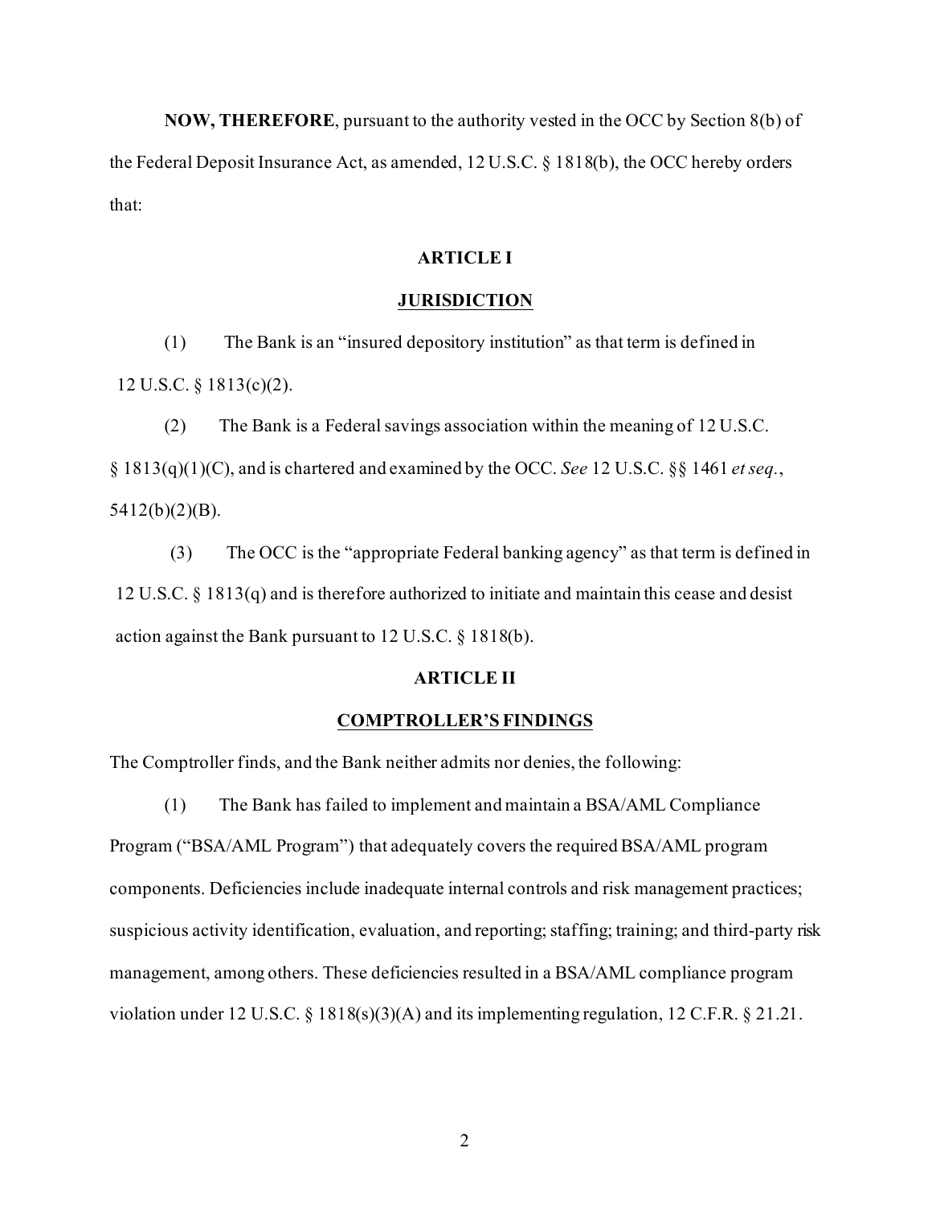**NOW, THEREFORE**, pursuant to the authority vested in the OCC by Section 8(b) of the Federal Deposit Insurance Act, as amended, 12 U.S.C. § 1818(b), the OCC hereby orders that:

## ARTICLE I

## JURISDICTION

(1) The Bank is an "insured depository institution" as that term is defined in 12 U.S.C. § 1813(c)(2).

(2) The Bank is a Federal savings association within the meaning of 12 U.S.C. § 1813(q)(1)(C), and is chartered and examined by the OCC. *See* 12 U.S.C. §§ 1461 *et seq.*, 5412(b)(2)(B).

(3) The OCC is the "appropriate Federal banking agency" as that term is defined in 12 U.S.C. § 1813(q) and is therefore authorized to initiate and maintain this cease and desist action against the Bank pursuant to 12 U.S.C. § 1818(b).

## ARTICLE II

## COMPTROLLER'S FINDINGS

The Comptroller finds, and the Bank neither admits nor denies, the following:

(1) The Bank has failed to implement and maintain a BSA/AML Compliance Program ("BSA/AML Program") that adequately covers the required BSA/AML program components. Deficiencies include inadequate internal controls and risk management practices; suspicious activity identification, evaluation, and reporting; staffing; training; and third-party risk management, among others. These deficiencies resulted in a BSA/AML compliance program violation under 12 U.S.C. § 1818(s)(3)(A) and its implementing regulation, 12 C.F.R. § 21.21.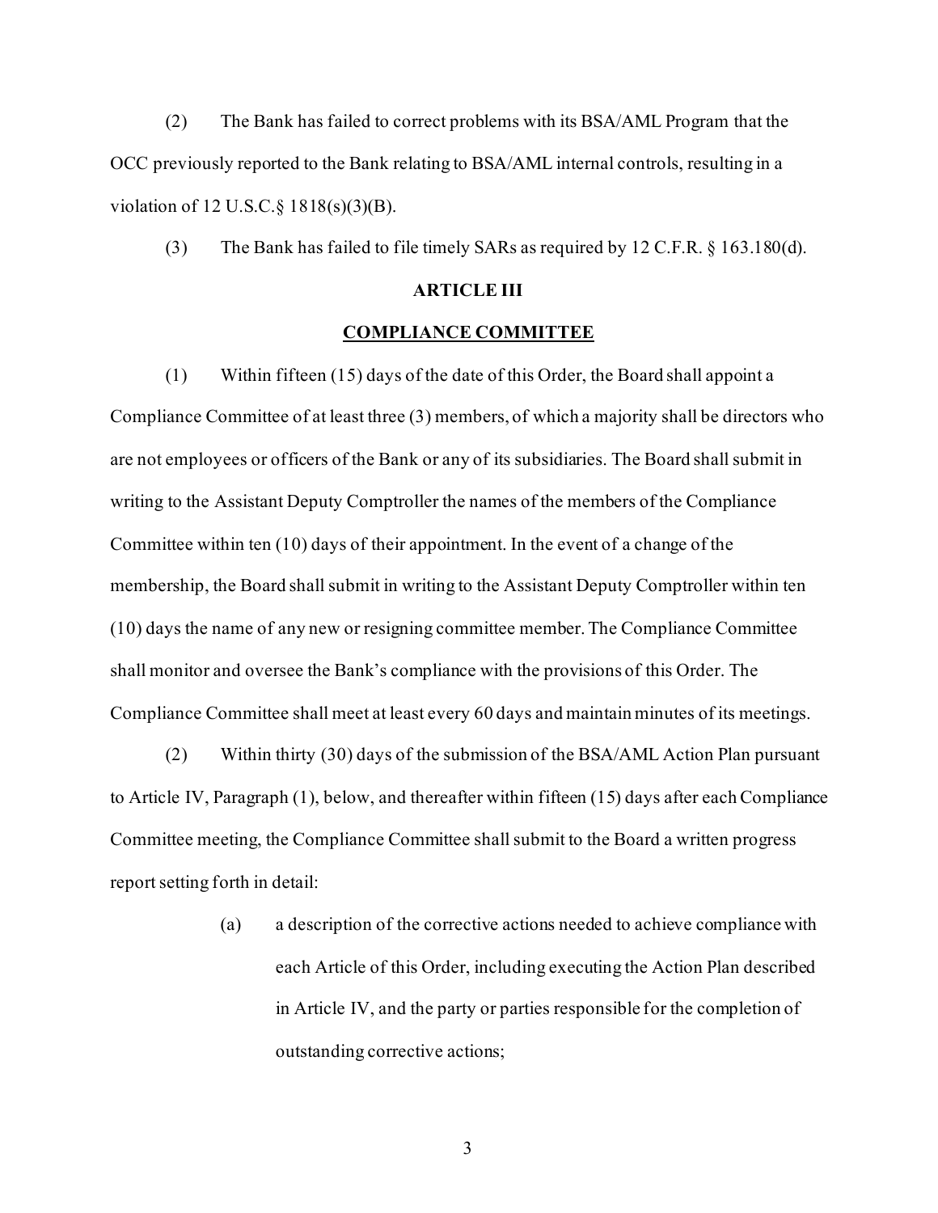(2) The Bank has failed to correct problems with its BSA/AML Program that the OCC previously reported to the Bank relating to BSA/AML internal controls, resulting in a violation of 12 U.S.C.§ 1818(s)(3)(B).

(3) The Bank has failed to file timely SARs as required by 12 C.F.R. § 163.180(d).

## ARTICLE III

## COMPLIANCE COMMITTEE

(1) Within fifteen (15) days of the date of this Order, the Board shall appoint a Compliance Committee of at least three (3) members, of which a majority shall be directors who are not employees or officers of the Bank or any of its subsidiaries. The Board shall submit in writing to the Assistant Deputy Comptroller the names of the members of the Compliance Committee within ten (10) days of their appointment. In the event of a change of the membership, the Board shall submit in writing to the Assistant Deputy Comptroller within ten (10) days the name of any new or resigning committee member. The Compliance Committee shall monitor and oversee the Bank's compliance with the provisions of this Order. The Compliance Committee shall meet at least every 60 days and maintain minutes of its meetings.

(2) Within thirty (30) days of the submission of the BSA/AML Action Plan pursuant to Article IV, Paragraph (1), below, and thereafter within fifteen (15) days after each Compliance Committee meeting, the Compliance Committee shall submit to the Board a written progress report setting forth in detail:

> (a) a description of the corrective actions needed to achieve compliance with each Article of this Order, including executing the Action Plan described in Article IV, and the party or parties responsible for the completion of outstanding corrective actions;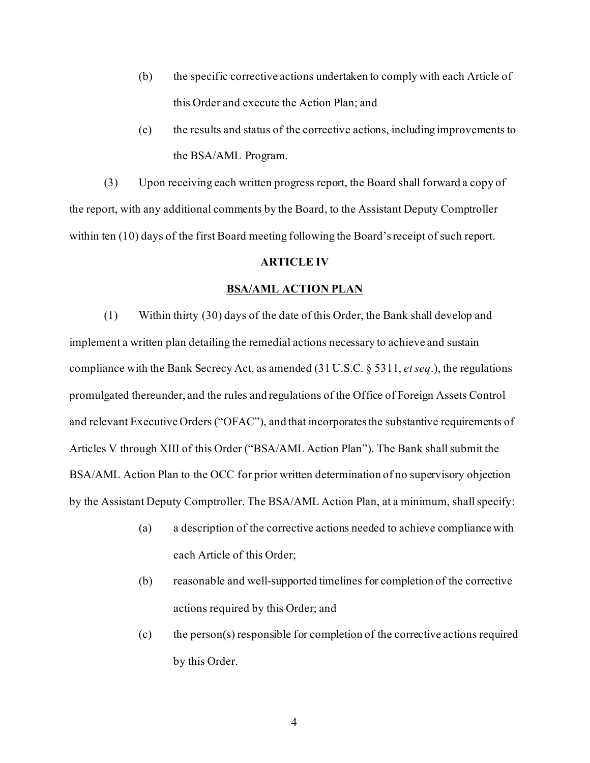(b) the specific corrective actions undertaken to comply with each Article of this Order and execute the Action Plan; and

(c) the results and status of the corrective actions, including improvements to the BSA/AML Program.

(3) Upon receiving each written progress report, the Board shall forward a copy of the report, with any additional comments by the Board, to the Assistant Deputy Comptroller within ten (10) days of the first Board meeting following the Board's receipt of such report.

**ARTICLE IV**

**BSA/AML ACTION PLAN**

(1) Within thirty (30) days of the date of this Order, the Bank shall develop and implement a written plan detailing the remedial actions necessary to achieve and sustain compliance with the Bank Secrecy Act, as amended (31 U.S.C. § 5311, *et seq.*), the regulations promulgated thereunder, and the rules and regulations of the Office of Foreign Assets Control and relevant Executive Orders ("OFAC"), and that incorporates the substantive requirements of Articles V through XIII of this Order ("BSA/AML Action Plan"). The Bank shall submit the BSA/AML Action Plan to the OCC for prior written determination of no supervisory objection by the Assistant Deputy Comptroller. The BSA/AML Action Plan, at a minimum, shall specify:

(a) a description of the corrective actions needed to achieve compliance with each Article of this Order;

(b) reasonable and well-supported timelines for completion of the corrective actions required by this Order; and

(c) the person(s) responsible for completion of the corrective actions required by this Order.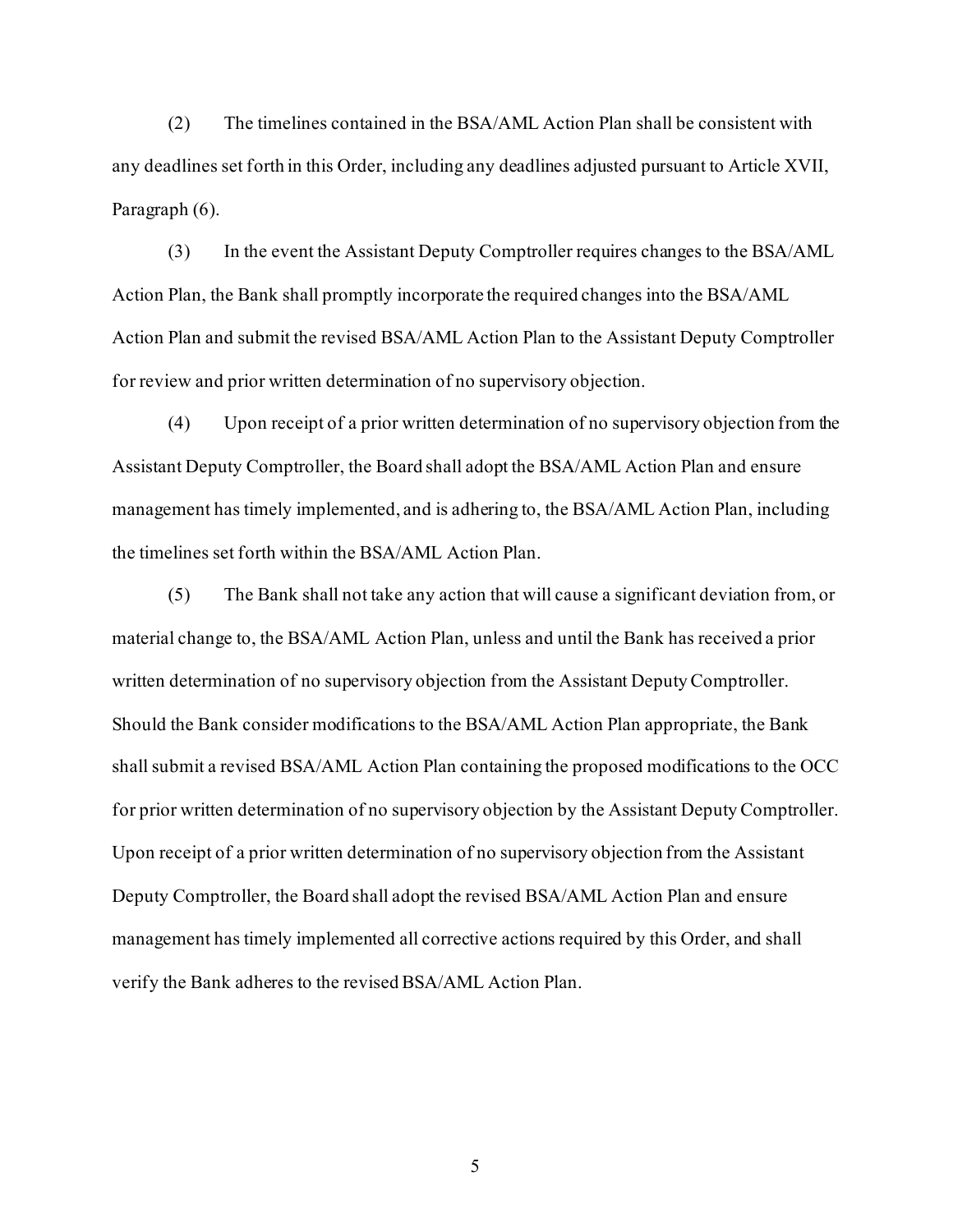(2) The timelines contained in the BSA/AML Action Plan shall be consistent with any deadlines set forth in this Order, including any deadlines adjusted pursuant to Article XVII, Paragraph (6).

(3) In the event the Assistant Deputy Comptroller requires changes to the BSA/AML Action Plan, the Bank shall promptly incorporate the required changes into the BSA/AML Action Plan and submit the revised BSA/AML Action Plan to the Assistant Deputy Comptroller for review and prior written determination of no supervisory objection.

(4) Upon receipt of a prior written determination of no supervisory objection from the Assistant Deputy Comptroller, the Board shall adopt the BSA/AML Action Plan and ensure management has timely implemented, and is adhering to, the BSA/AML Action Plan, including the timelines set forth within the BSA/AML Action Plan.

(5) The Bank shall not take any action that will cause a significant deviation from, or material change to, the BSA/AML Action Plan, unless and until the Bank has received a prior written determination of no supervisory objection from the Assistant Deputy Comptroller. Should the Bank consider modifications to the BSA/AML Action Plan appropriate, the Bank shall submit a revised BSA/AML Action Plan containing the proposed modifications to the OCC for prior written determination of no supervisory objection by the Assistant Deputy Comptroller. Upon receipt of a prior written determination of no supervisory objection from the Assistant Deputy Comptroller, the Board shall adopt the revised BSA/AML Action Plan and ensure management has timely implemented all corrective actions required by this Order, and shall verify the Bank adheres to the revised BSA/AML Action Plan.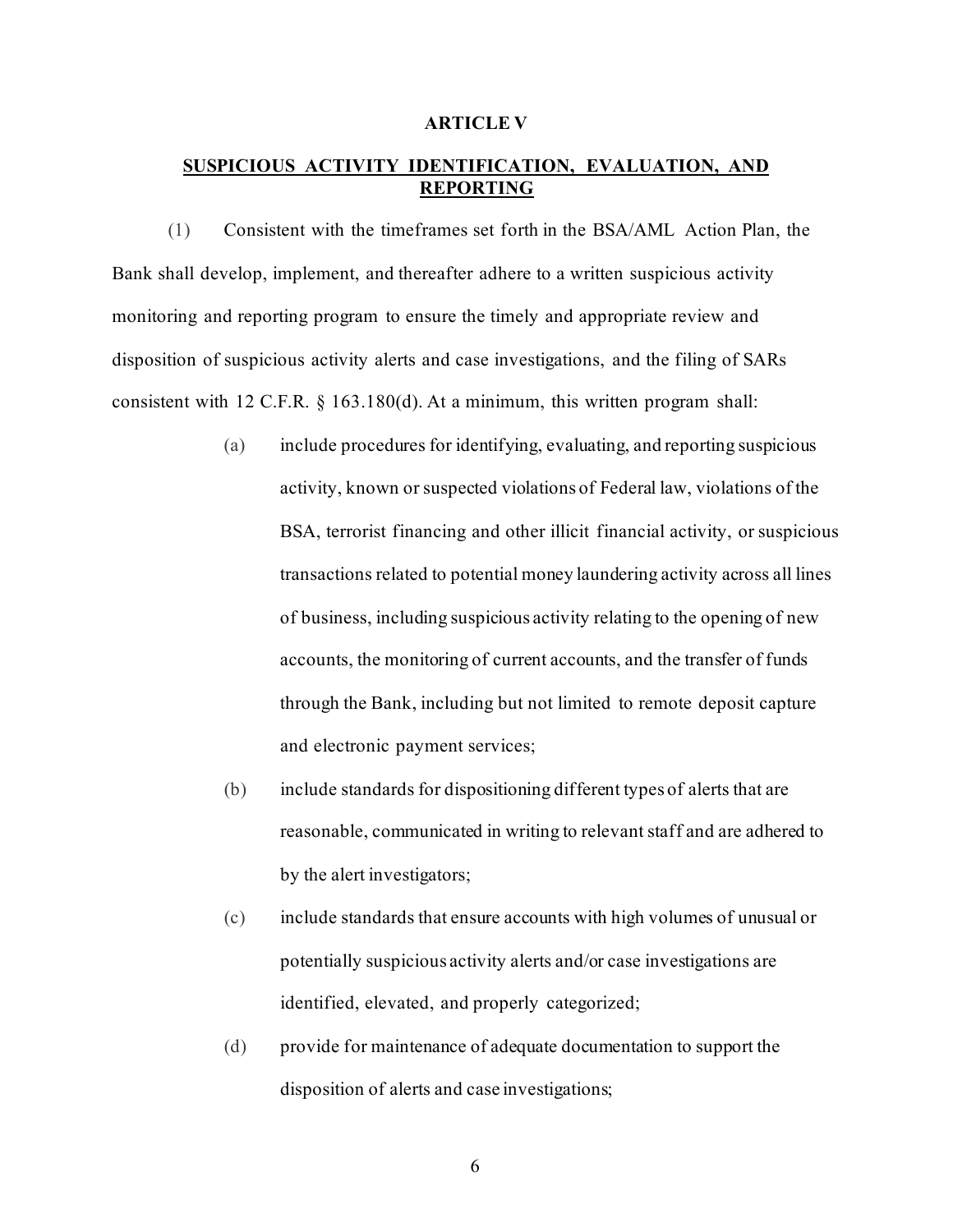## ARTICLE V

## SUSPICIOUS ACTIVITY IDENTIFICATION, EVALUATION, AND REPORTING

(1) Consistent with the timeframes set forth in the BSA/AML Action Plan, the Bank shall develop, implement, and thereafter adhere to a written suspicious activity monitoring and reporting program to ensure the timely and appropriate review and disposition of suspicious activity alerts and case investigations, and the filing of SARs consistent with 12 C.F.R. § 163.180(d). At a minimum, this written program shall:

(a) include procedures for identifying, evaluating, and reporting suspicious activity, known or suspected violations of Federal law, violations of the BSA, terrorist financing and other illicit financial activity, or suspicious transactions related to potential money laundering activity across all lines of business, including suspicious activity relating to the opening of new accounts, the monitoring of current accounts, and the transfer of funds through the Bank, including but not limited to remote deposit capture and electronic payment services;

(b) include standards for dispositioning different types of alerts that are reasonable, communicated in writing to relevant staff and are adhered to by the alert investigators;

(c) include standards that ensure accounts with high volumes of unusual or potentially suspicious activity alerts and/or case investigations are identified, elevated, and properly categorized;

(d) provide for maintenance of adequate documentation to support the disposition of alerts and case investigations;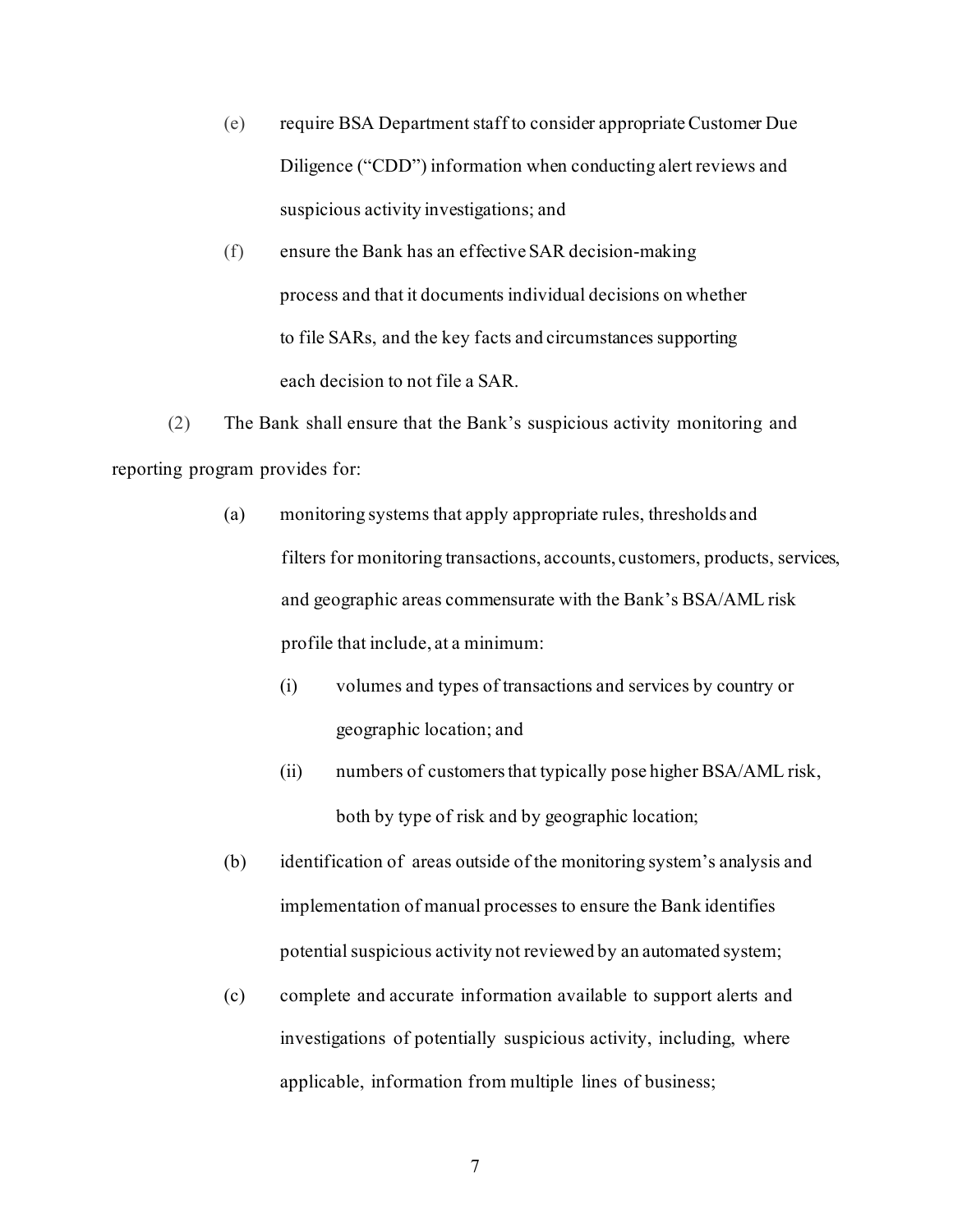(e) require BSA Department staff to consider appropriate Customer Due Diligence ("CDD") information when conducting alert reviews and suspicious activity investigations; and

(f) ensure the Bank has an effective SAR decision-making process and that it documents individual decisions on whether to file SARs, and the key facts and circumstances supporting each decision to not file a SAR.

(2) The Bank shall ensure that the Bank's suspicious activity monitoring and reporting program provides for:

(a) monitoring systems that apply appropriate rules, thresholds and filters for monitoring transactions, accounts, customers, products, services, and geographic areas commensurate with the Bank's BSA/AML risk profile that include, at a minimum:

(i) volumes and types of transactions and services by country or geographic location; and

(ii) numbers of customers that typically pose higher BSA/AML risk, both by type of risk and by geographic location;

(b) identification of areas outside of the monitoring system's analysis and implementation of manual processes to ensure the Bank identifies potential suspicious activity not reviewed by an automated system;

(c) complete and accurate information available to support alerts and investigations of potentially suspicious activity, including, where applicable, information from multiple lines of business;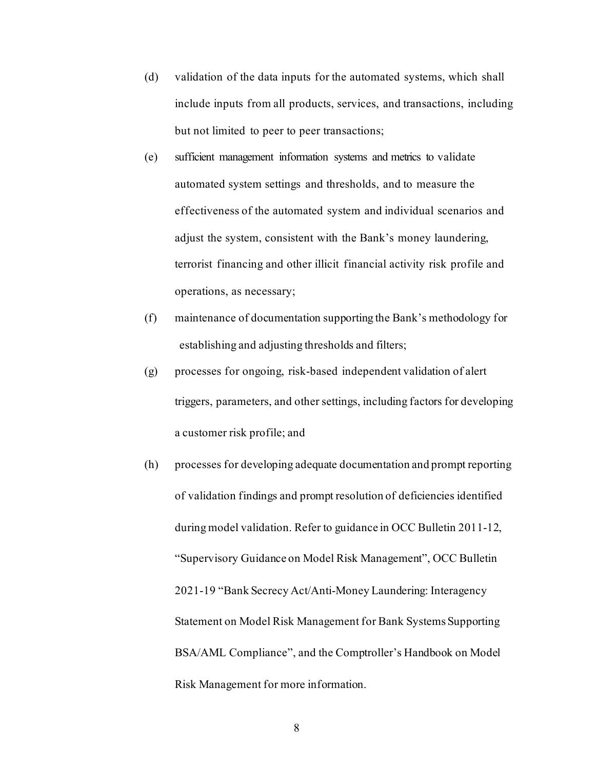(d) validation of the data inputs for the automated systems, which shall include inputs from all products, services, and transactions, including but not limited to peer to peer transactions;

(e) sufficient management information systems and metrics to validate automated system settings and thresholds, and to measure the effectiveness of the automated system and individual scenarios and adjust the system, consistent with the Bank's money laundering, terrorist financing and other illicit financial activity risk profile and operations, as necessary;

(f) maintenance of documentation supporting the Bank's methodology for establishing and adjusting thresholds and filters;

(g) processes for ongoing, risk-based independent validation of alert triggers, parameters, and other settings, including factors for developing a customer risk profile; and

(h) processes for developing adequate documentation and prompt reporting of validation findings and prompt resolution of deficiencies identified during model validation. Refer to guidance in OCC Bulletin 2011-12, "Supervisory Guidance on Model Risk Management", OCC Bulletin 2021-19 "Bank Secrecy Act/Anti-Money Laundering: Interagency Statement on Model Risk Management for Bank Systems Supporting BSA/AML Compliance", and the Comptroller's Handbook on Model Risk Management for more information.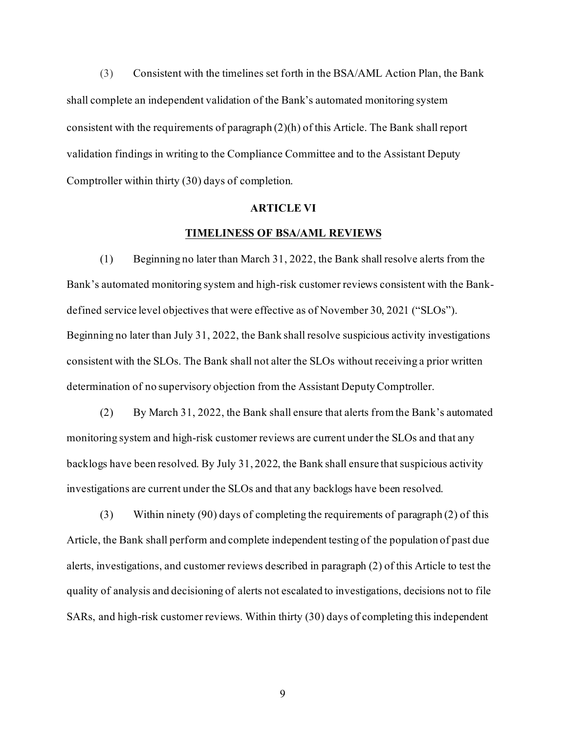(3) Consistent with the timelines set forth in the BSA/AML Action Plan, the Bank shall complete an independent validation of the Bank's automated monitoring system consistent with the requirements of paragraph (2)(h) of this Article. The Bank shall report validation findings in writing to the Compliance Committee and to the Assistant Deputy Comptroller within thirty (30) days of completion.

## ARTICLE VI

## TIMELINESS OF BSA/AML REVIEWS

(1) Beginning no later than March 31, 2022, the Bank shall resolve alerts from the Bank's automated monitoring system and high-risk customer reviews consistent with the Bank-defined service level objectives that were effective as of November 30, 2021 ("SLOs"). Beginning no later than July 31, 2022, the Bank shall resolve suspicious activity investigations consistent with the SLOs. The Bank shall not alter the SLOs without receiving a prior written determination of no supervisory objection from the Assistant Deputy Comptroller.

(2) By March 31, 2022, the Bank shall ensure that alerts from the Bank's automated monitoring system and high-risk customer reviews are current under the SLOs and that any backlogs have been resolved. By July 31, 2022, the Bank shall ensure that suspicious activity investigations are current under the SLOs and that any backlogs have been resolved.

(3) Within ninety (90) days of completing the requirements of paragraph (2) of this Article, the Bank shall perform and complete independent testing of the population of past due alerts, investigations, and customer reviews described in paragraph (2) of this Article to test the quality of analysis and decisioning of alerts not escalated to investigations, decisions not to file SARs, and high-risk customer reviews. Within thirty (30) days of completing this independent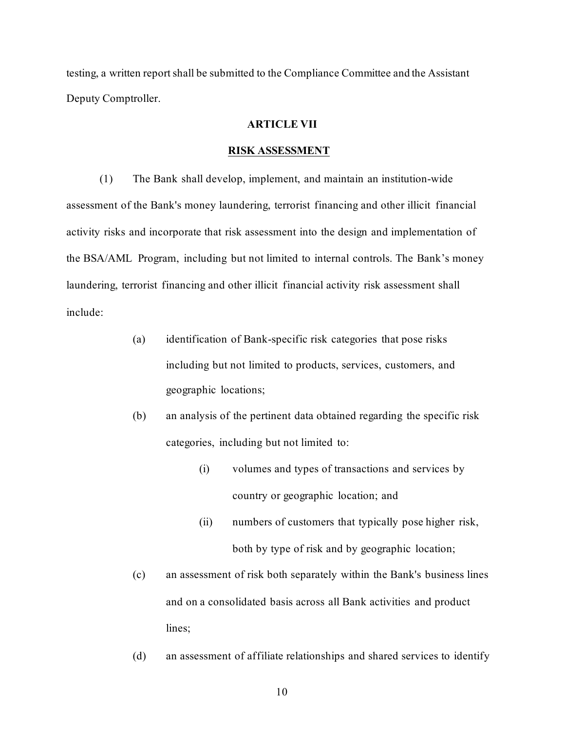testing, a written report shall be submitted to the Compliance Committee and the Assistant Deputy Comptroller.

## ARTICLE VII

## RISK ASSESSMENT

(1) The Bank shall develop, implement, and maintain an institution-wide assessment of the Bank's money laundering, terrorist financing and other illicit financial activity risks and incorporate that risk assessment into the design and implementation of the BSA/AML Program, including but not limited to internal controls. The Bank's money laundering, terrorist financing and other illicit financial activity risk assessment shall include:

- (a) identification of Bank-specific risk categories that pose risks including but not limited to products, services, customers, and geographic locations;
- (b) an analysis of the pertinent data obtained regarding the specific risk categories, including but not limited to:
  - (i) volumes and types of transactions and services by country or geographic location; and
  - (ii) numbers of customers that typically pose higher risk, both by type of risk and by geographic location;
- (c) an assessment of risk both separately within the Bank's business lines and on a consolidated basis across all Bank activities and product lines;
- (d) an assessment of affiliate relationships and shared services to identify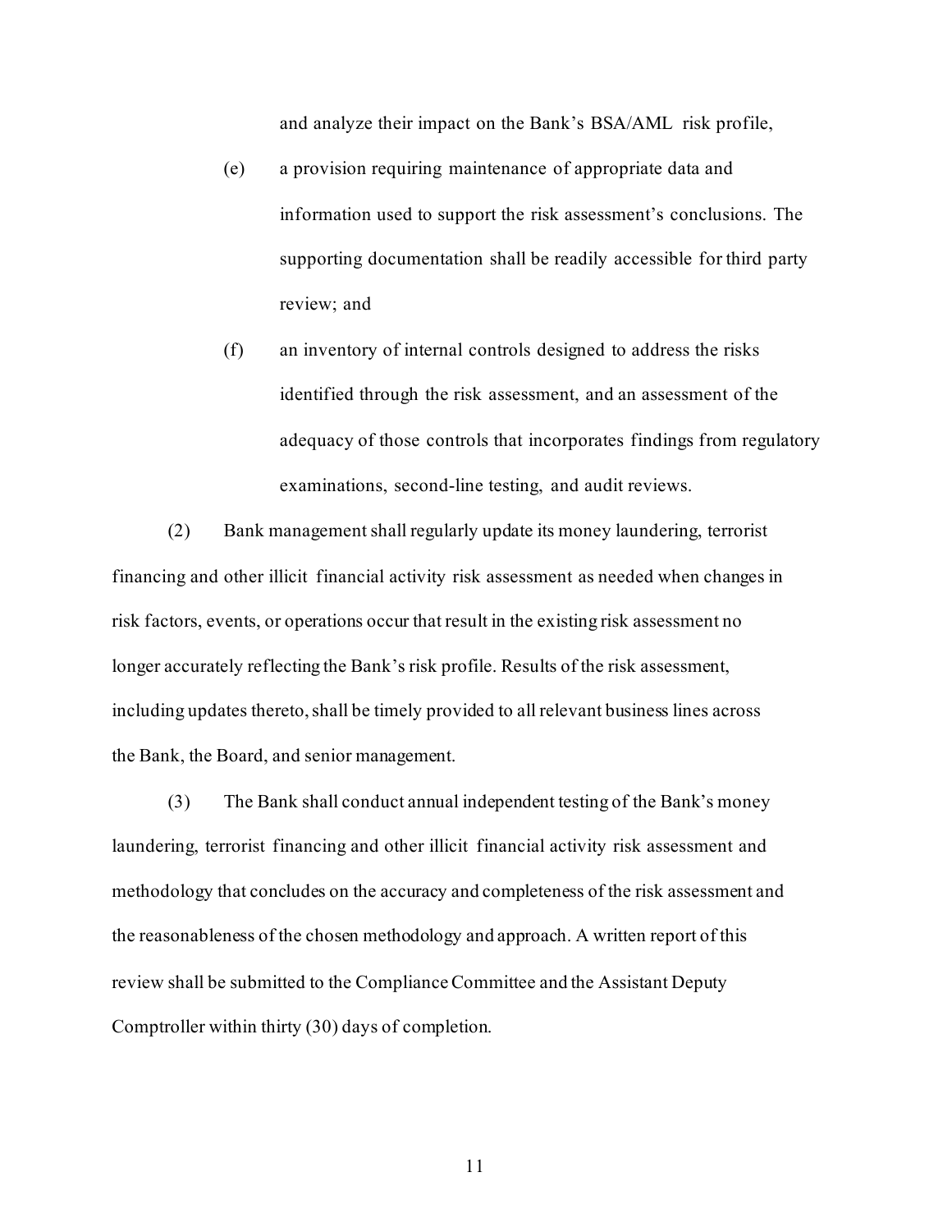and analyze their impact on the Bank's BSA/AML risk profile,

(e) a provision requiring maintenance of appropriate data and information used to support the risk assessment's conclusions. The supporting documentation shall be readily accessible for third party review; and

(f) an inventory of internal controls designed to address the risks identified through the risk assessment, and an assessment of the adequacy of those controls that incorporates findings from regulatory examinations, second-line testing, and audit reviews.

(2) Bank management shall regularly update its money laundering, terrorist financing and other illicit financial activity risk assessment as needed when changes in risk factors, events, or operations occur that result in the existing risk assessment no longer accurately reflecting the Bank's risk profile. Results of the risk assessment, including updates thereto, shall be timely provided to all relevant business lines across the Bank, the Board, and senior management.

(3) The Bank shall conduct annual independent testing of the Bank's money laundering, terrorist financing and other illicit financial activity risk assessment and methodology that concludes on the accuracy and completeness of the risk assessment and the reasonableness of the chosen methodology and approach. A written report of this review shall be submitted to the Compliance Committee and the Assistant Deputy Comptroller within thirty (30) days of completion.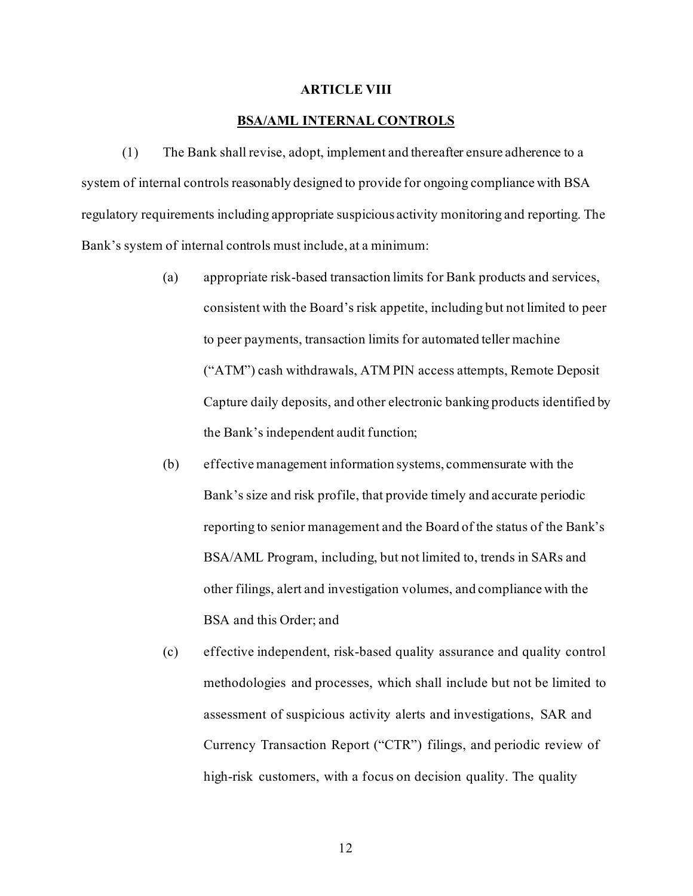## ARTICLE VIII

## BSA/AML INTERNAL CONTROLS

(1) The Bank shall revise, adopt, implement and thereafter ensure adherence to a system of internal controls reasonably designed to provide for ongoing compliance with BSA regulatory requirements including appropriate suspicious activity monitoring and reporting. The Bank's system of internal controls must include, at a minimum:

(a) appropriate risk-based transaction limits for Bank products and services, consistent with the Board's risk appetite, including but not limited to peer to peer payments, transaction limits for automated teller machine ("ATM") cash withdrawals, ATM PIN access attempts, Remote Deposit Capture daily deposits, and other electronic banking products identified by the Bank's independent audit function;

(b) effective management information systems, commensurate with the Bank's size and risk profile, that provide timely and accurate periodic reporting to senior management and the Board of the status of the Bank's BSA/AML Program, including, but not limited to, trends in SARs and other filings, alert and investigation volumes, and compliance with the BSA and this Order; and

(c) effective independent, risk-based quality assurance and quality control methodologies and processes, which shall include but not be limited to assessment of suspicious activity alerts and investigations, SAR and Currency Transaction Report ("CTR") filings, and periodic review of high-risk customers, with a focus on decision quality. The quality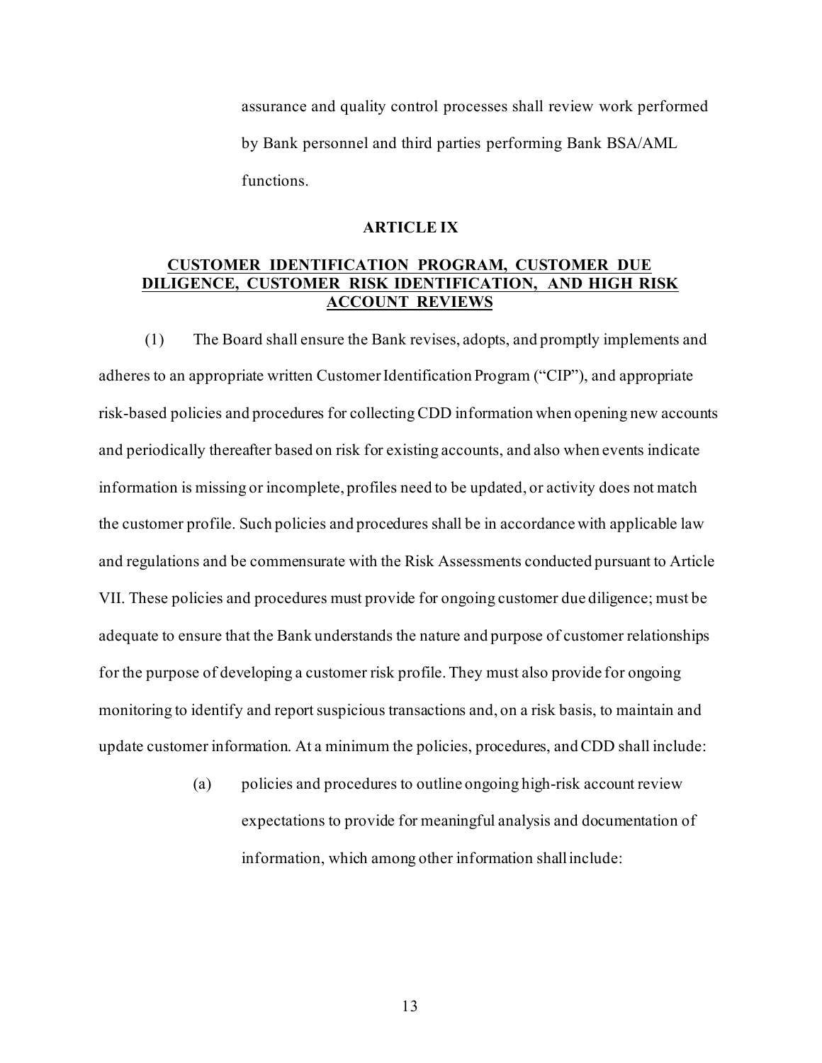assurance and quality control processes shall review work performed by Bank personnel and third parties performing Bank BSA/AML functions.

## ARTICLE IX

## CUSTOMER IDENTIFICATION PROGRAM, CUSTOMER DUE DILIGENCE, CUSTOMER RISK IDENTIFICATION, AND HIGH RISK ACCOUNT REVIEWS

(1) The Board shall ensure the Bank revises, adopts, and promptly implements and adheres to an appropriate written Customer Identification Program ("CIP"), and appropriate risk-based policies and procedures for collecting CDD information when opening new accounts and periodically thereafter based on risk for existing accounts, and also when events indicate information is missing or incomplete, profiles need to be updated, or activity does not match the customer profile. Such policies and procedures shall be in accordance with applicable law and regulations and be commensurate with the Risk Assessments conducted pursuant to Article VII. These policies and procedures must provide for ongoing customer due diligence; must be adequate to ensure that the Bank understands the nature and purpose of customer relationships for the purpose of developing a customer risk profile. They must also provide for ongoing monitoring to identify and report suspicious transactions and, on a risk basis, to maintain and update customer information. At a minimum the policies, procedures, and CDD shall include:

(a) policies and procedures to outline ongoing high-risk account review expectations to provide for meaningful analysis and documentation of information, which among other information shall include: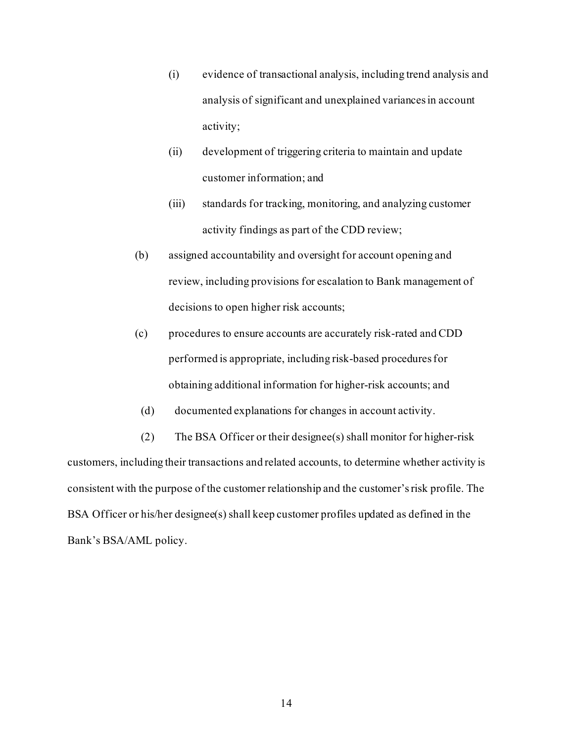(i) evidence of transactional analysis, including trend analysis and analysis of significant and unexplained variances in account activity;

(ii) development of triggering criteria to maintain and update customer information; and

(iii) standards for tracking, monitoring, and analyzing customer activity findings as part of the CDD review;

(b) assigned accountability and oversight for account opening and review, including provisions for escalation to Bank management of decisions to open higher risk accounts;

(c) procedures to ensure accounts are accurately risk-rated and CDD performed is appropriate, including risk-based procedures for obtaining additional information for higher-risk accounts; and

(d) documented explanations for changes in account activity.

(2) The BSA Officer or their designee(s) shall monitor for higher-risk customers, including their transactions and related accounts, to determine whether activity is consistent with the purpose of the customer relationship and the customer's risk profile. The BSA Officer or his/her designee(s) shall keep customer profiles updated as defined in the Bank's BSA/AML policy.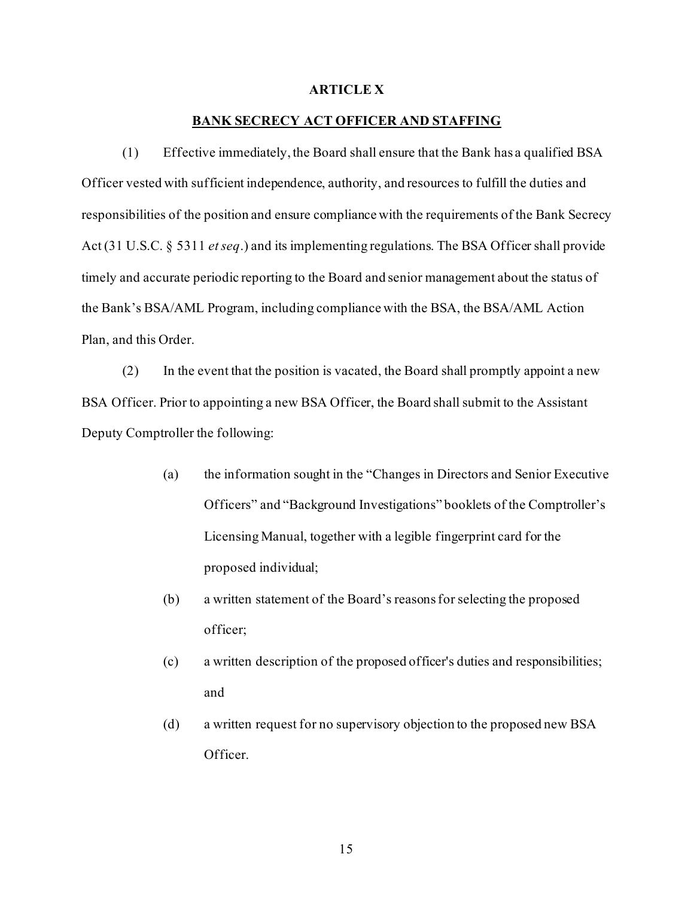## ARTICLE X

## <u>BANK SECRECY ACT OFFICER AND STAFFING</u>

(1) Effective immediately, the Board shall ensure that the Bank has a qualified BSA Officer vested with sufficient independence, authority, and resources to fulfill the duties and responsibilities of the position and ensure compliance with the requirements of the Bank Secrecy Act (31 U.S.C. § 5311 *et seq*.) and its implementing regulations. The BSA Officer shall provide timely and accurate periodic reporting to the Board and senior management about the status of the Bank's BSA/AML Program, including compliance with the BSA, the BSA/AML Action Plan, and this Order.

(2) In the event that the position is vacated, the Board shall promptly appoint a new BSA Officer. Prior to appointing a new BSA Officer, the Board shall submit to the Assistant Deputy Comptroller the following:

- (a) the information sought in the "Changes in Directors and Senior Executive Officers" and "Background Investigations" booklets of the Comptroller's Licensing Manual, together with a legible fingerprint card for the proposed individual;
- (b) a written statement of the Board's reasons for selecting the proposed officer;
- (c) a written description of the proposed officer's duties and responsibilities; and
- (d) a written request for no supervisory objection to the proposed new BSA Officer.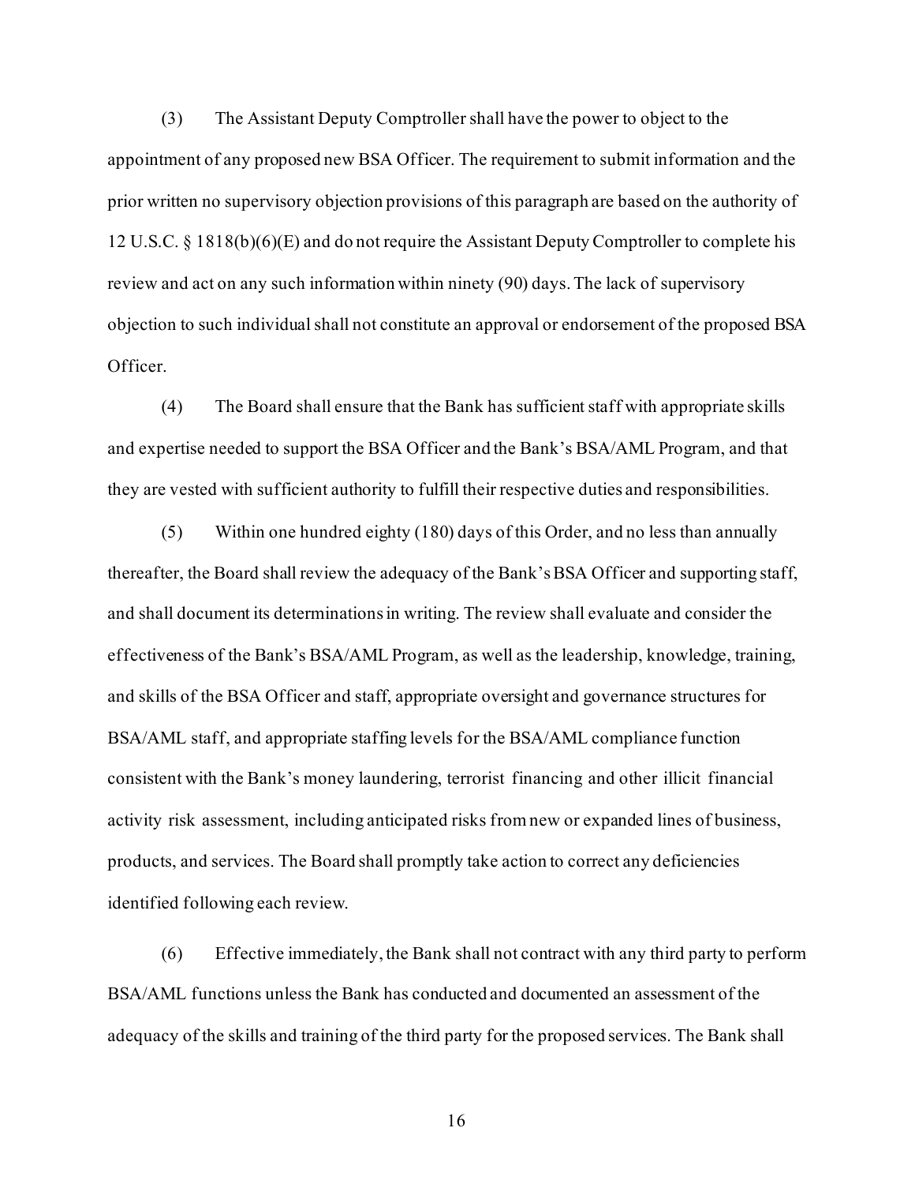(3) The Assistant Deputy Comptroller shall have the power to object to the appointment of any proposed new BSA Officer. The requirement to submit information and the prior written no supervisory objection provisions of this paragraph are based on the authority of 12 U.S.C. § 1818(b)(6)(E) and do not require the Assistant Deputy Comptroller to complete his review and act on any such information within ninety (90) days. The lack of supervisory objection to such individual shall not constitute an approval or endorsement of the proposed BSA Officer.

(4) The Board shall ensure that the Bank has sufficient staff with appropriate skills and expertise needed to support the BSA Officer and the Bank's BSA/AML Program, and that they are vested with sufficient authority to fulfill their respective duties and responsibilities.

(5) Within one hundred eighty (180) days of this Order, and no less than annually thereafter, the Board shall review the adequacy of the Bank's BSA Officer and supporting staff, and shall document its determinations in writing. The review shall evaluate and consider the effectiveness of the Bank's BSA/AML Program, as well as the leadership, knowledge, training, and skills of the BSA Officer and staff, appropriate oversight and governance structures for BSA/AML staff, and appropriate staffing levels for the BSA/AML compliance function consistent with the Bank's money laundering, terrorist financing and other illicit financial activity risk assessment, including anticipated risks from new or expanded lines of business, products, and services. The Board shall promptly take action to correct any deficiencies identified following each review.

(6) Effective immediately, the Bank shall not contract with any third party to perform BSA/AML functions unless the Bank has conducted and documented an assessment of the adequacy of the skills and training of the third party for the proposed services. The Bank shall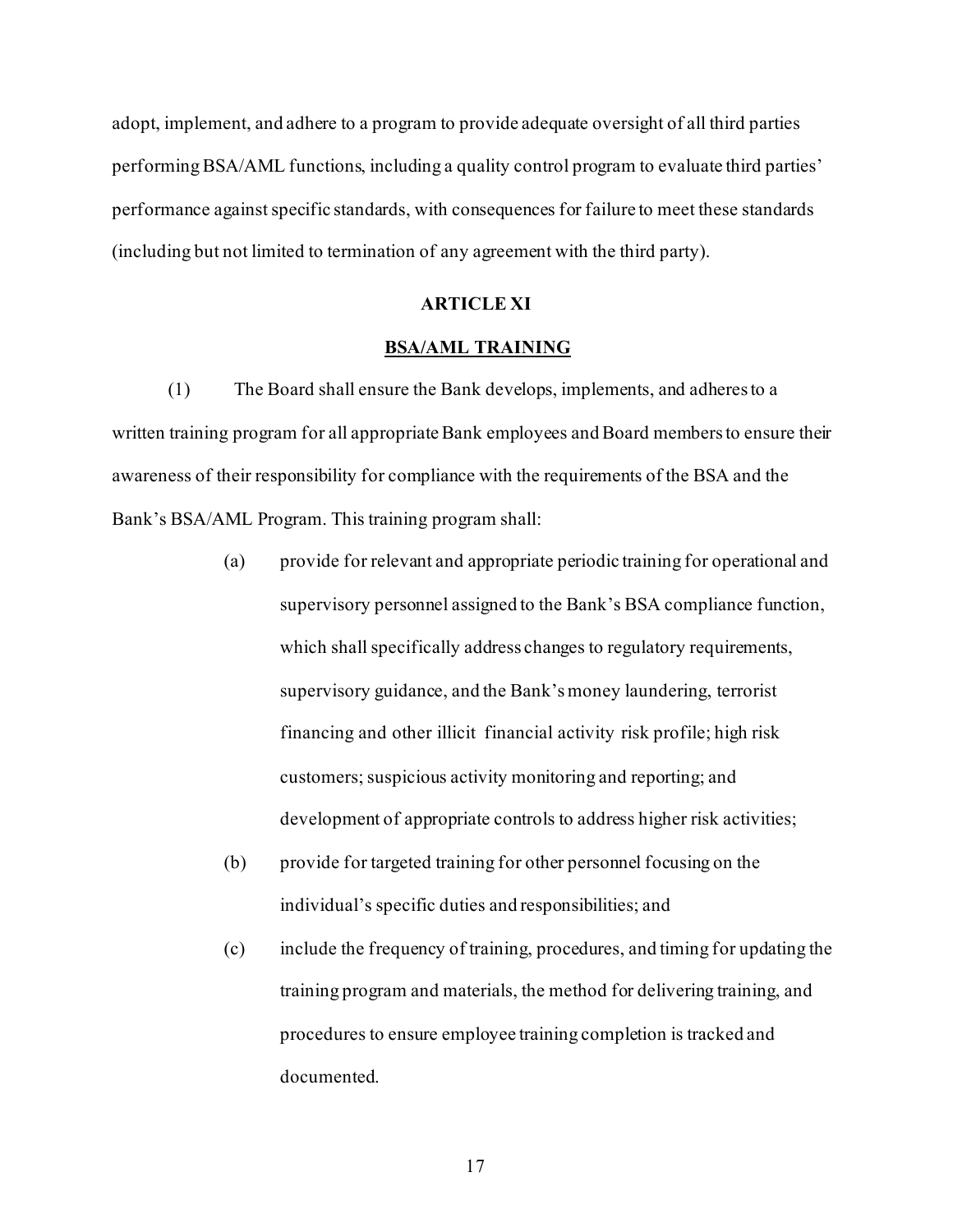adopt, implement, and adhere to a program to provide adequate oversight of all third parties performing BSA/AML functions, including a quality control program to evaluate third parties' performance against specific standards, with consequences for failure to meet these standards (including but not limited to termination of any agreement with the third party).

## ARTICLE XI

## BSA/AML TRAINING

(1) The Board shall ensure the Bank develops, implements, and adheres to a written training program for all appropriate Bank employees and Board members to ensure their awareness of their responsibility for compliance with the requirements of the BSA and the Bank's BSA/AML Program. This training program shall:

(a) provide for relevant and appropriate periodic training for operational and supervisory personnel assigned to the Bank's BSA compliance function, which shall specifically address changes to regulatory requirements, supervisory guidance, and the Bank's money laundering, terrorist financing and other illicit financial activity risk profile; high risk customers; suspicious activity monitoring and reporting; and development of appropriate controls to address higher risk activities;

(b) provide for targeted training for other personnel focusing on the individual's specific duties and responsibilities; and

(c) include the frequency of training, procedures, and timing for updating the training program and materials, the method for delivering training, and procedures to ensure employee training completion is tracked and documented.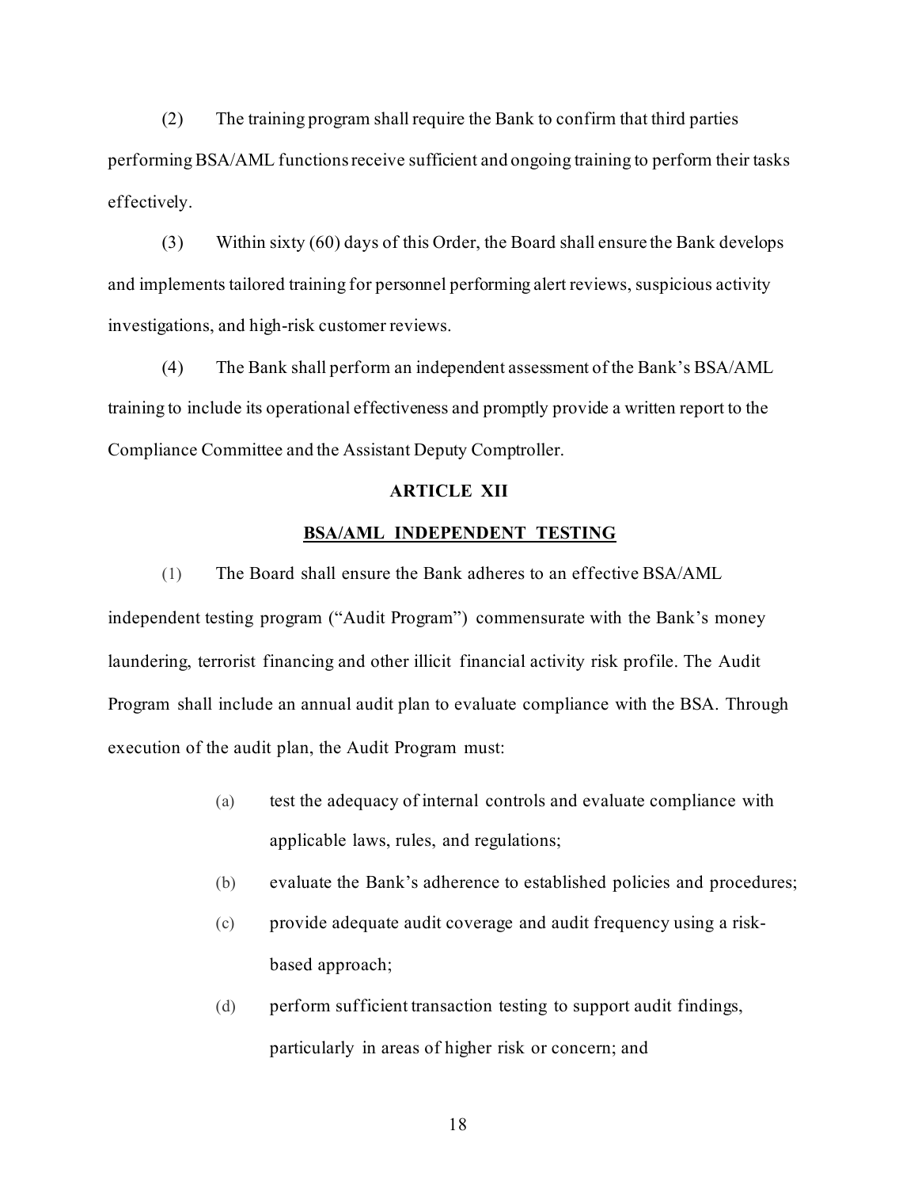(2) The training program shall require the Bank to confirm that third parties performing BSA/AML functions receive sufficient and ongoing training to perform their tasks effectively.

(3) Within sixty (60) days of this Order, the Board shall ensure the Bank develops and implements tailored training for personnel performing alert reviews, suspicious activity investigations, and high-risk customer reviews.

(4) The Bank shall perform an independent assessment of the Bank's BSA/AML training to include its operational effectiveness and promptly provide a written report to the Compliance Committee and the Assistant Deputy Comptroller.

## ARTICLE XII

## BSA/AML INDEPENDENT TESTING

(1) The Board shall ensure the Bank adheres to an effective BSA/AML independent testing program ("Audit Program") commensurate with the Bank's money laundering, terrorist financing and other illicit financial activity risk profile. The Audit Program shall include an annual audit plan to evaluate compliance with the BSA. Through execution of the audit plan, the Audit Program must:

- (a) test the adequacy of internal controls and evaluate compliance with applicable laws, rules, and regulations;
- (b) evaluate the Bank's adherence to established policies and procedures;
- (c) provide adequate audit coverage and audit frequency using a risk-based approach;
- (d) perform sufficient transaction testing to support audit findings, particularly in areas of higher risk or concern; and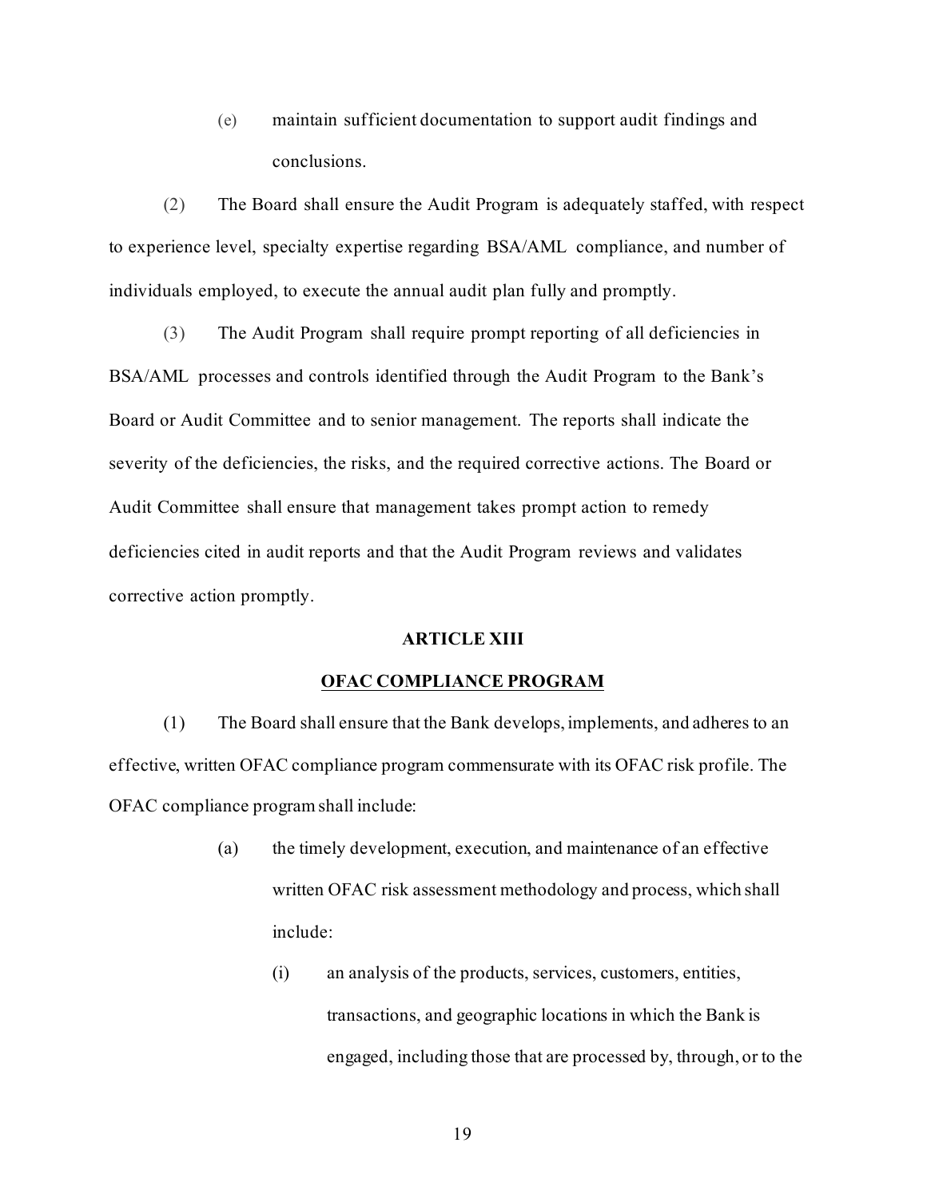(e) maintain sufficient documentation to support audit findings and conclusions.

(2) The Board shall ensure the Audit Program is adequately staffed, with respect to experience level, specialty expertise regarding BSA/AML compliance, and number of individuals employed, to execute the annual audit plan fully and promptly.

(3) The Audit Program shall require prompt reporting of all deficiencies in BSA/AML processes and controls identified through the Audit Program to the Bank's Board or Audit Committee and to senior management. The reports shall indicate the severity of the deficiencies, the risks, and the required corrective actions. The Board or Audit Committee shall ensure that management takes prompt action to remedy deficiencies cited in audit reports and that the Audit Program reviews and validates corrective action promptly.

## ARTICLE XIII

## OFAC COMPLIANCE PROGRAM

(1) The Board shall ensure that the Bank develops, implements, and adheres to an effective, written OFAC compliance program commensurate with its OFAC risk profile. The OFAC compliance program shall include:

(a) the timely development, execution, and maintenance of an effective written OFAC risk assessment methodology and process, which shall include:

(i) an analysis of the products, services, customers, entities, transactions, and geographic locations in which the Bank is engaged, including those that are processed by, through, or to the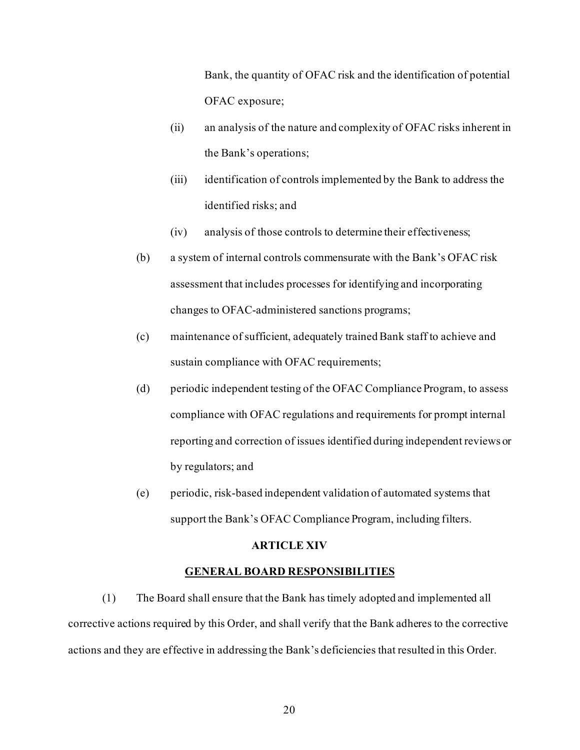Bank, the quantity of OFAC risk and the identification of potential OFAC exposure;

(ii) an analysis of the nature and complexity of OFAC risks inherent in the Bank's operations;

(iii) identification of controls implemented by the Bank to address the identified risks; and

(iv) analysis of those controls to determine their effectiveness;

(b) a system of internal controls commensurate with the Bank's OFAC risk assessment that includes processes for identifying and incorporating changes to OFAC-administered sanctions programs;

(c) maintenance of sufficient, adequately trained Bank staff to achieve and sustain compliance with OFAC requirements;

(d) periodic independent testing of the OFAC Compliance Program, to assess compliance with OFAC regulations and requirements for prompt internal reporting and correction of issues identified during independent reviews or by regulators; and

(e) periodic, risk-based independent validation of automated systems that support the Bank's OFAC Compliance Program, including filters.

## ARTICLE XIV

## GENERAL BOARD RESPONSIBILITIES

(1) The Board shall ensure that the Bank has timely adopted and implemented all corrective actions required by this Order, and shall verify that the Bank adheres to the corrective actions and they are effective in addressing the Bank's deficiencies that resulted in this Order.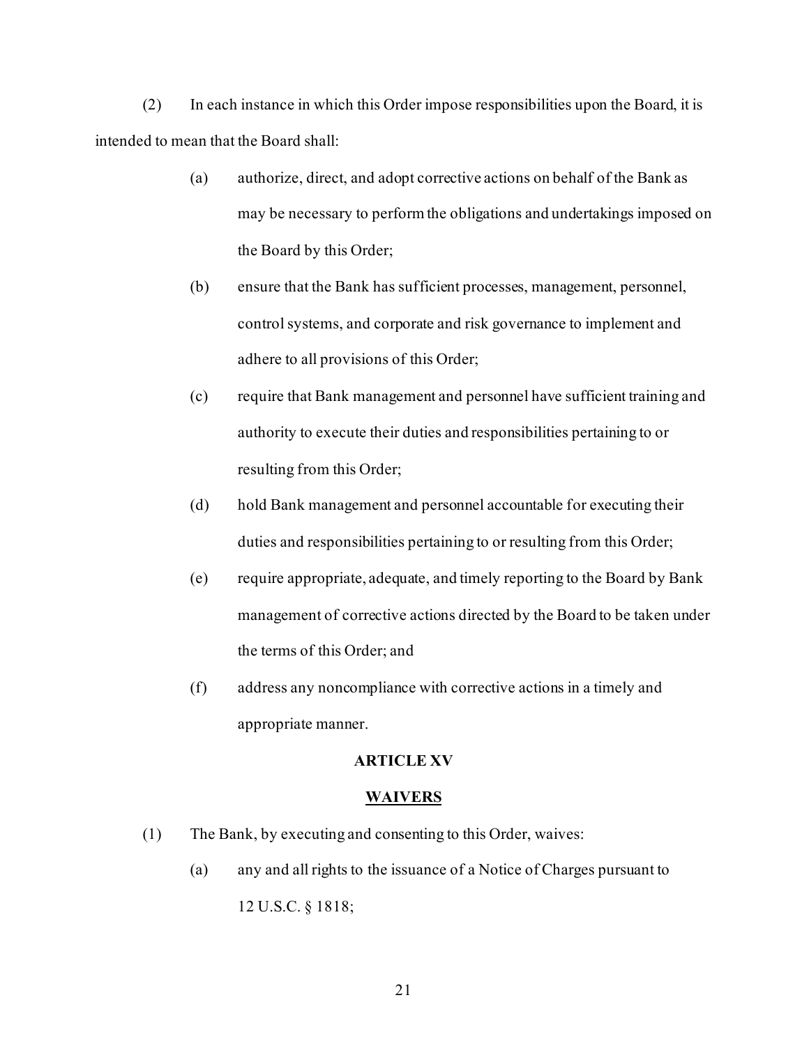(2) In each instance in which this Order impose responsibilities upon the Board, it is intended to mean that the Board shall:

(a) authorize, direct, and adopt corrective actions on behalf of the Bank as may be necessary to perform the obligations and undertakings imposed on the Board by this Order;

(b) ensure that the Bank has sufficient processes, management, personnel, control systems, and corporate and risk governance to implement and adhere to all provisions of this Order;

(c) require that Bank management and personnel have sufficient training and authority to execute their duties and responsibilities pertaining to or resulting from this Order;

(d) hold Bank management and personnel accountable for executing their duties and responsibilities pertaining to or resulting from this Order;

(e) require appropriate, adequate, and timely reporting to the Board by Bank management of corrective actions directed by the Board to be taken under the terms of this Order; and

(f) address any noncompliance with corrective actions in a timely and appropriate manner.

## ARTICLE XV

## WAIVERS

(1) The Bank, by executing and consenting to this Order, waives:

(a) any and all rights to the issuance of a Notice of Charges pursuant to 12 U.S.C. § 1818;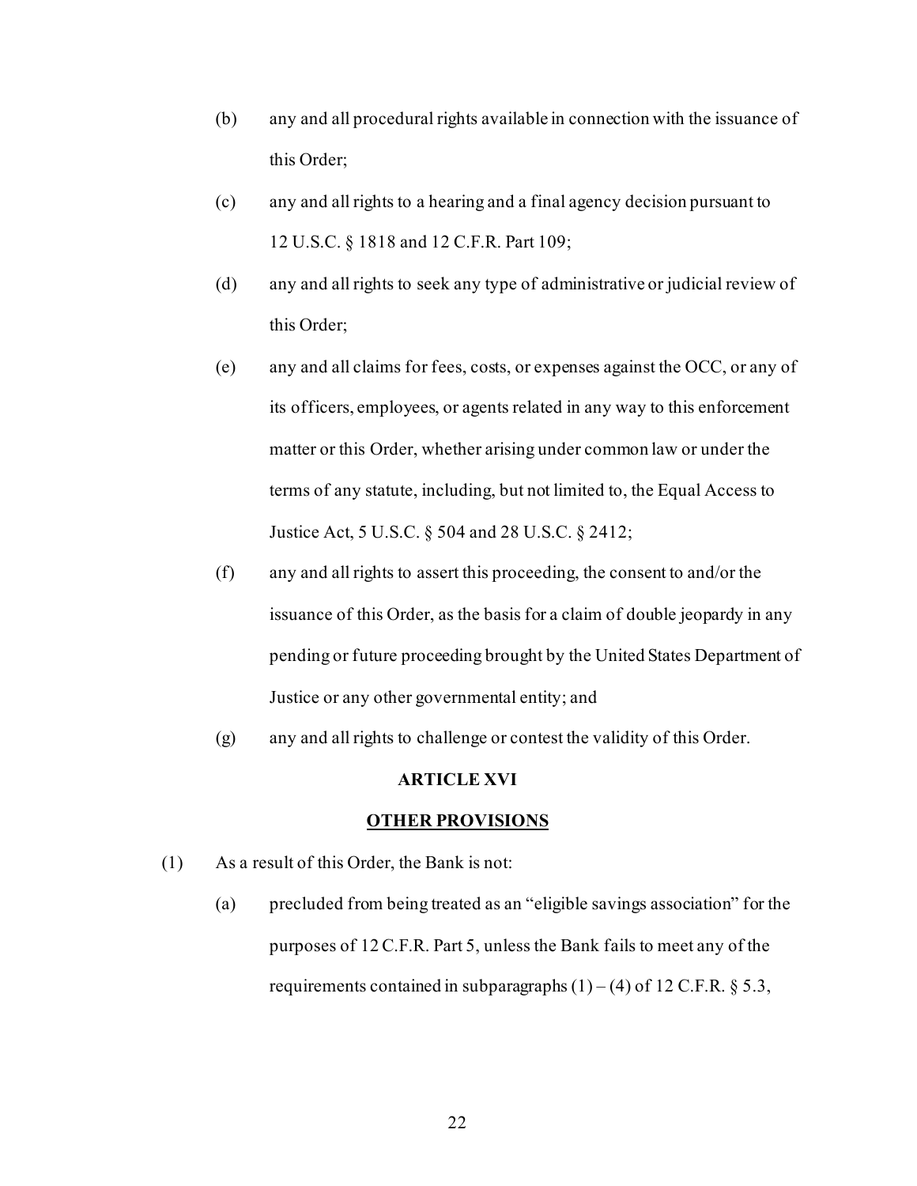(b) any and all procedural rights available in connection with the issuance of this Order;

(c) any and all rights to a hearing and a final agency decision pursuant to 12 U.S.C. § 1818 and 12 C.F.R. Part 109;

(d) any and all rights to seek any type of administrative or judicial review of this Order;

(e) any and all claims for fees, costs, or expenses against the OCC, or any of its officers, employees, or agents related in any way to this enforcement matter or this Order, whether arising under common law or under the terms of any statute, including, but not limited to, the Equal Access to Justice Act, 5 U.S.C. § 504 and 28 U.S.C. § 2412;

(f) any and all rights to assert this proceeding, the consent to and/or the issuance of this Order, as the basis for a claim of double jeopardy in any pending or future proceeding brought by the United States Department of Justice or any other governmental entity; and

(g) any and all rights to challenge or contest the validity of this Order.

## ARTICLE XVI

## OTHER PROVISIONS

(1) As a result of this Order, the Bank is not:

(a) precluded from being treated as an "eligible savings association" for the purposes of 12 C.F.R. Part 5, unless the Bank fails to meet any of the requirements contained in subparagraphs (1) – (4) of 12 C.F.R. § 5.3,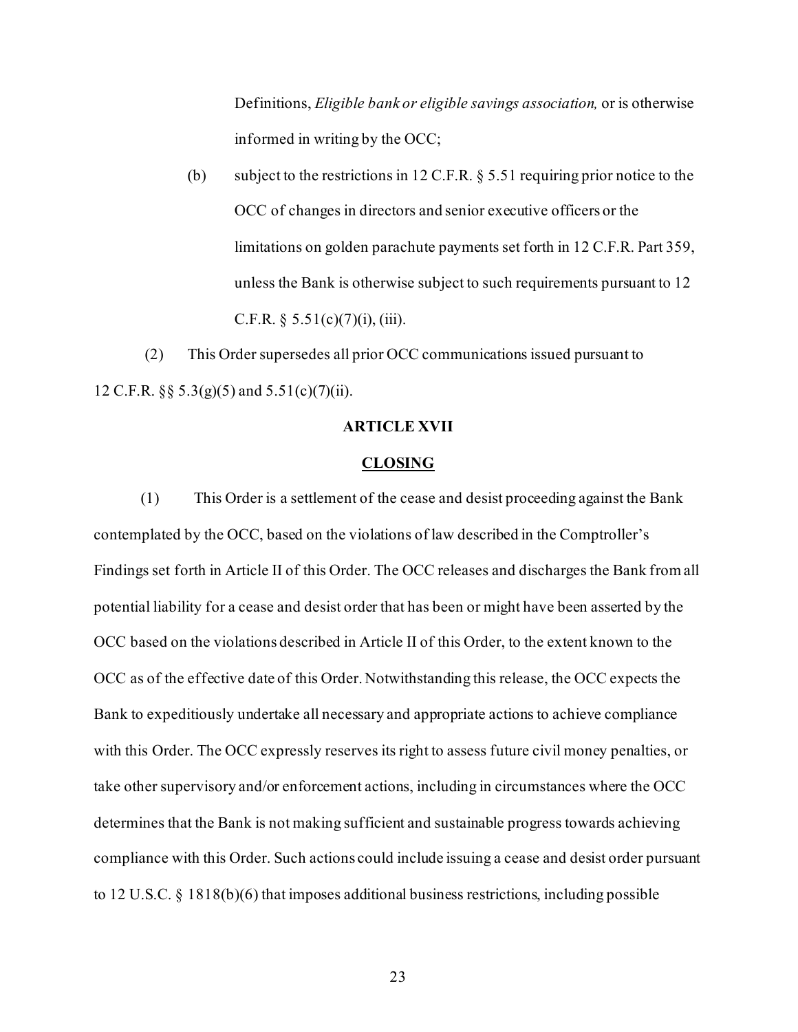Definitions, *Eligible bank or eligible savings association,* or is otherwise informed in writing by the OCC;

(b) subject to the restrictions in 12 C.F.R. § 5.51 requiring prior notice to the OCC of changes in directors and senior executive officers or the limitations on golden parachute payments set forth in 12 C.F.R. Part 359, unless the Bank is otherwise subject to such requirements pursuant to 12 C.F.R. § 5.51(c)(7)(i), (iii).

(2) This Order supersedes all prior OCC communications issued pursuant to 12 C.F.R. §§ 5.3(g)(5) and 5.51(c)(7)(ii).

## ARTICLE XVII

## CLOSING

(1) This Order is a settlement of the cease and desist proceeding against the Bank contemplated by the OCC, based on the violations of law described in the Comptroller's Findings set forth in Article II of this Order. The OCC releases and discharges the Bank from all potential liability for a cease and desist order that has been or might have been asserted by the OCC based on the violations described in Article II of this Order, to the extent known to the OCC as of the effective date of this Order. Notwithstanding this release, the OCC expects the Bank to expeditiously undertake all necessary and appropriate actions to achieve compliance with this Order. The OCC expressly reserves its right to assess future civil money penalties, or take other supervisory and/or enforcement actions, including in circumstances where the OCC determines that the Bank is not making sufficient and sustainable progress towards achieving compliance with this Order. Such actions could include issuing a cease and desist order pursuant to 12 U.S.C. § 1818(b)(6) that imposes additional business restrictions, including possible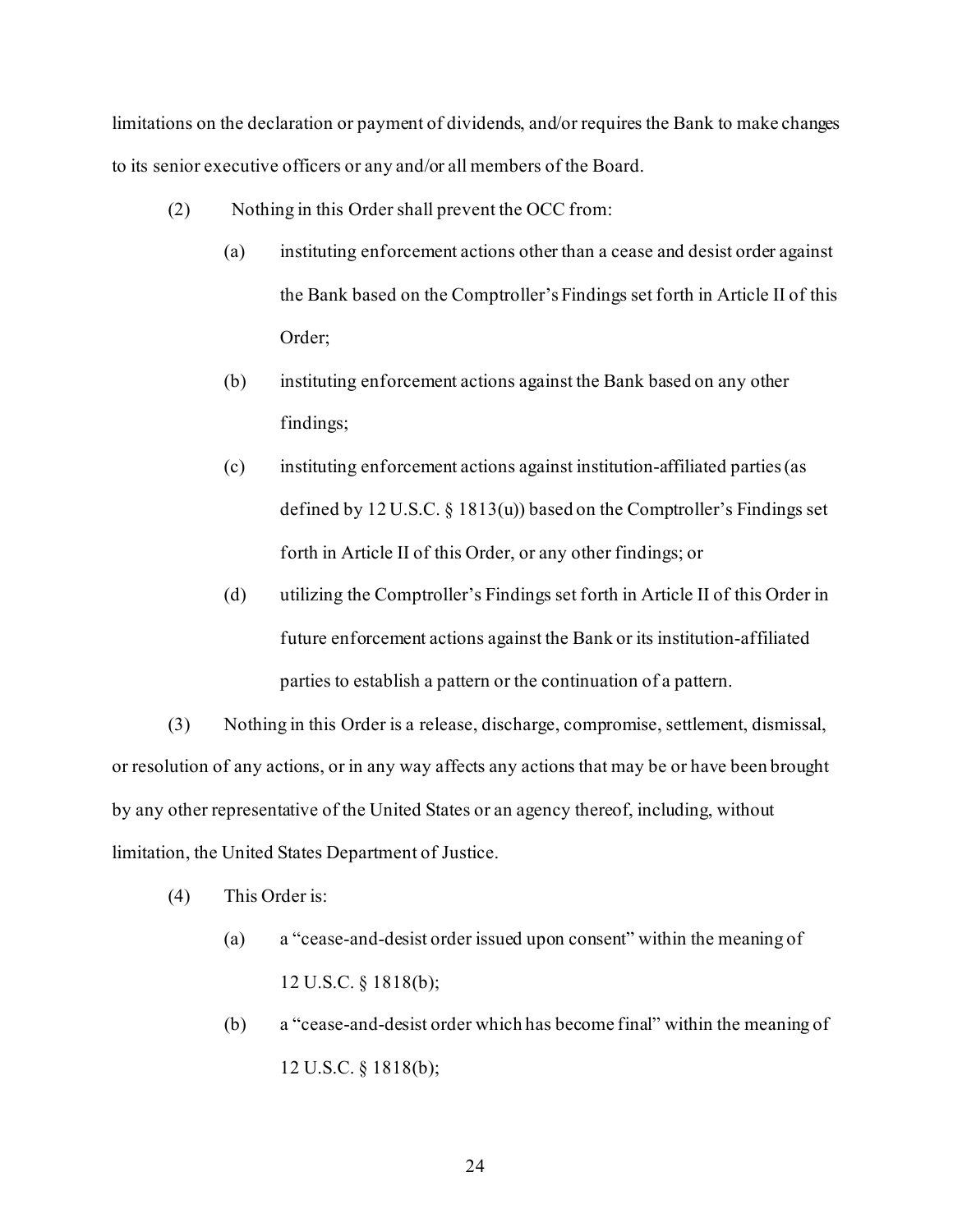limitations on the declaration or payment of dividends, and/or requires the Bank to make changes to its senior executive officers or any and/or all members of the Board.

(2) Nothing in this Order shall prevent the OCC from:

(a) instituting enforcement actions other than a cease and desist order against the Bank based on the Comptroller's Findings set forth in Article II of this Order;

(b) instituting enforcement actions against the Bank based on any other findings;

(c) instituting enforcement actions against institution-affiliated parties (as defined by 12 U.S.C. § 1813(u)) based on the Comptroller's Findings set forth in Article II of this Order, or any other findings; or

(d) utilizing the Comptroller's Findings set forth in Article II of this Order in future enforcement actions against the Bank or its institution-affiliated parties to establish a pattern or the continuation of a pattern.

(3) Nothing in this Order is a release, discharge, compromise, settlement, dismissal, or resolution of any actions, or in any way affects any actions that may be or have been brought by any other representative of the United States or an agency thereof, including, without limitation, the United States Department of Justice.

(4) This Order is:

(a) a "cease-and-desist order issued upon consent" within the meaning of 12 U.S.C. § 1818(b);

(b) a "cease-and-desist order which has become final" within the meaning of 12 U.S.C. § 1818(b);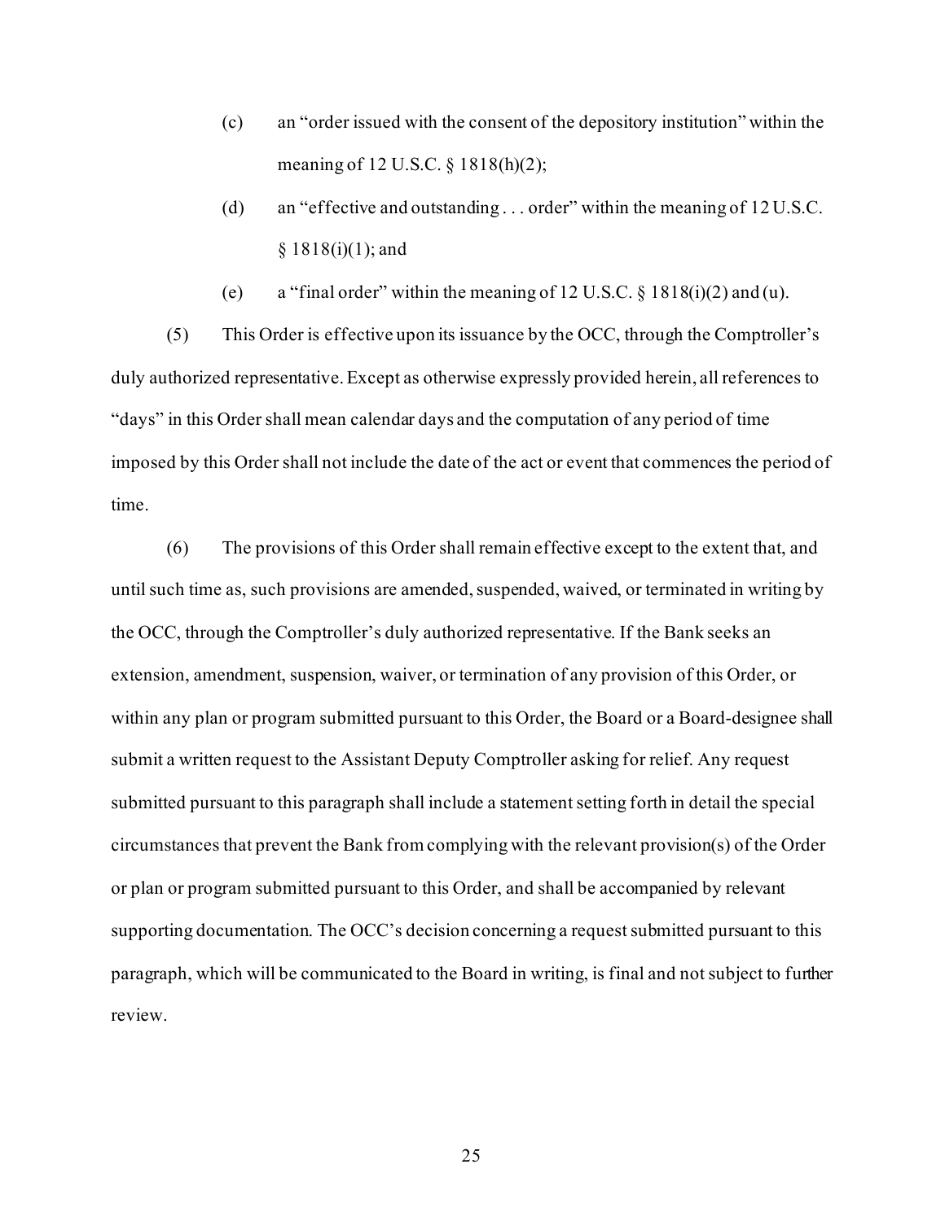(c) an "order issued with the consent of the depository institution" within the meaning of 12 U.S.C. § 1818(h)(2);

(d) an "effective and outstanding . . . order" within the meaning of 12 U.S.C. § 1818(i)(1); and

(e) a "final order" within the meaning of 12 U.S.C. § 1818(i)(2) and (u).

(5) This Order is effective upon its issuance by the OCC, through the Comptroller's duly authorized representative. Except as otherwise expressly provided herein, all references to "days" in this Order shall mean calendar days and the computation of any period of time imposed by this Order shall not include the date of the act or event that commences the period of time.

(6) The provisions of this Order shall remain effective except to the extent that, and until such time as, such provisions are amended, suspended, waived, or terminated in writing by the OCC, through the Comptroller's duly authorized representative. If the Bank seeks an extension, amendment, suspension, waiver, or termination of any provision of this Order, or within any plan or program submitted pursuant to this Order, the Board or a Board-designee shall submit a written request to the Assistant Deputy Comptroller asking for relief. Any request submitted pursuant to this paragraph shall include a statement setting forth in detail the special circumstances that prevent the Bank from complying with the relevant provision(s) of the Order or plan or program submitted pursuant to this Order, and shall be accompanied by relevant supporting documentation. The OCC's decision concerning a request submitted pursuant to this paragraph, which will be communicated to the Board in writing, is final and not subject to further review.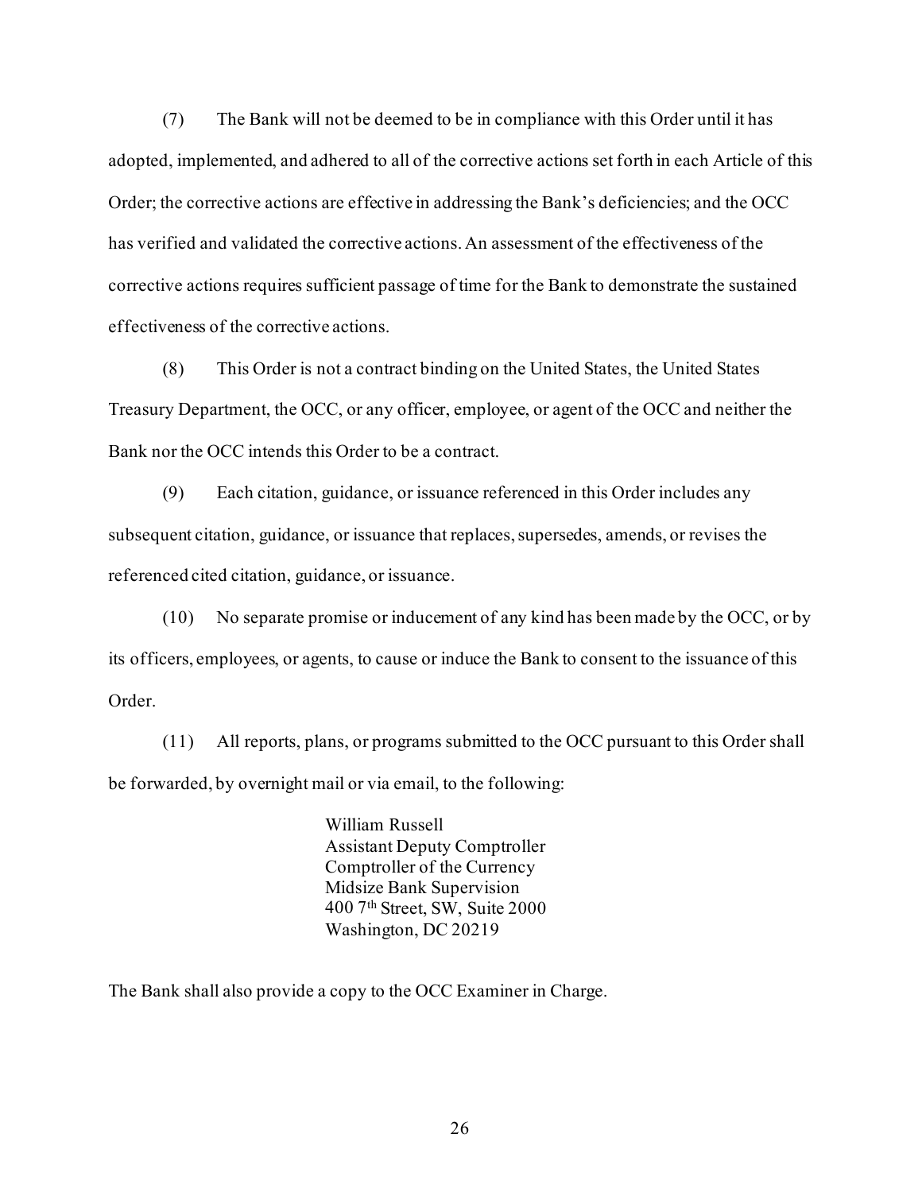(7) The Bank will not be deemed to be in compliance with this Order until it has adopted, implemented, and adhered to all of the corrective actions set forth in each Article of this Order; the corrective actions are effective in addressing the Bank's deficiencies; and the OCC has verified and validated the corrective actions. An assessment of the effectiveness of the corrective actions requires sufficient passage of time for the Bank to demonstrate the sustained effectiveness of the corrective actions.

(8) This Order is not a contract binding on the United States, the United States Treasury Department, the OCC, or any officer, employee, or agent of the OCC and neither the Bank nor the OCC intends this Order to be a contract.

(9) Each citation, guidance, or issuance referenced in this Order includes any subsequent citation, guidance, or issuance that replaces, supersedes, amends, or revises the referenced cited citation, guidance, or issuance.

(10) No separate promise or inducement of any kind has been made by the OCC, or by its officers, employees, or agents, to cause or induce the Bank to consent to the issuance of this Order.

(11) All reports, plans, or programs submitted to the OCC pursuant to this Order shall be forwarded, by overnight mail or via email, to the following:

> William Russell
> Assistant Deputy Comptroller
> Comptroller of the Currency
> Midsize Bank Supervision
> 400 7th Street, SW, Suite 2000
> Washington, DC 20219

The Bank shall also provide a copy to the OCC Examiner in Charge.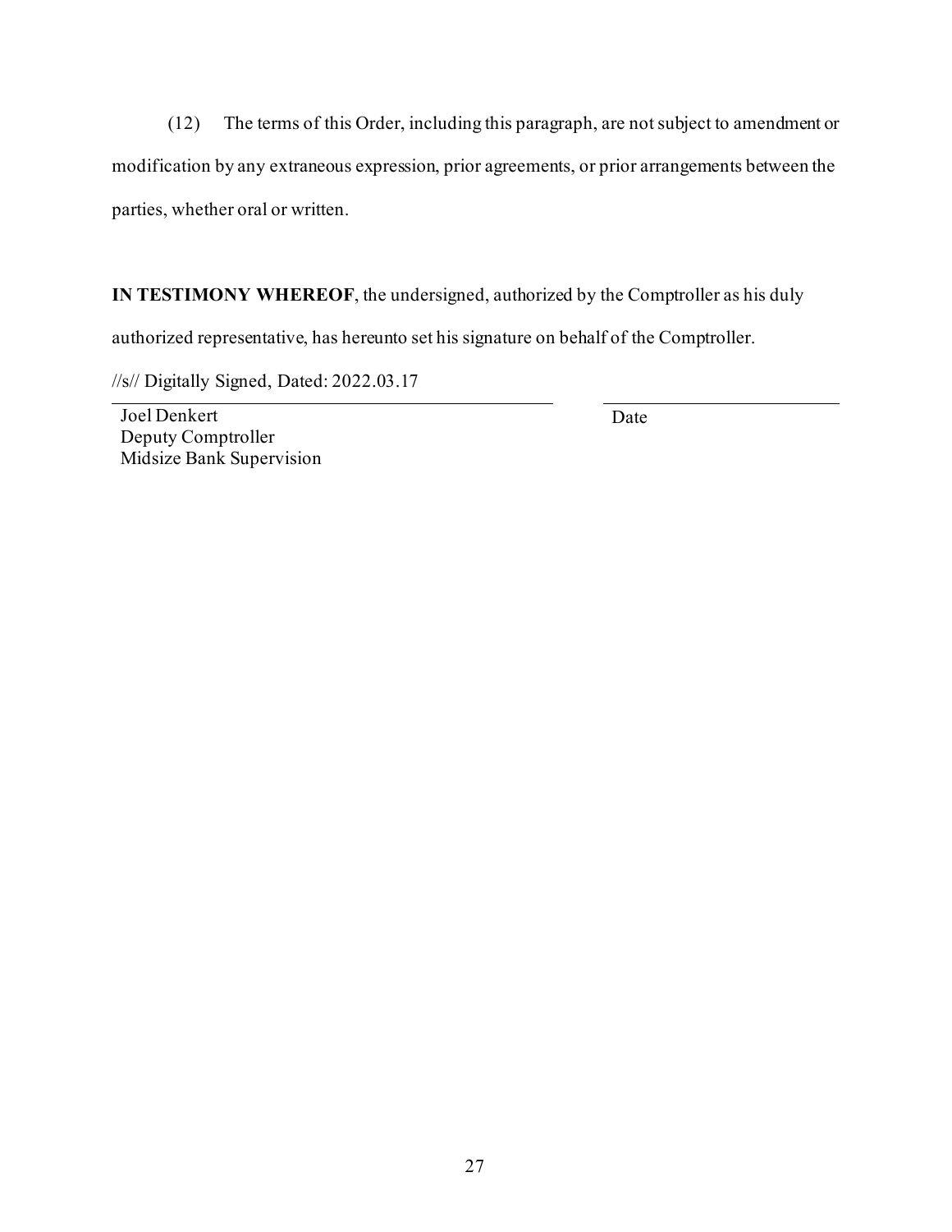(12) The terms of this Order, including this paragraph, are not subject to amendment or modification by any extraneous expression, prior agreements, or prior arrangements between the parties, whether oral or written.

**IN TESTIMONY WHEREOF**, the undersigned, authorized by the Comptroller as his duly authorized representative, has hereunto set his signature on behalf of the Comptroller.

//s// Digitally Signed, Dated: 2022.03.17

Joel Denkert
Deputy Comptroller
Midsize Bank Supervision

Date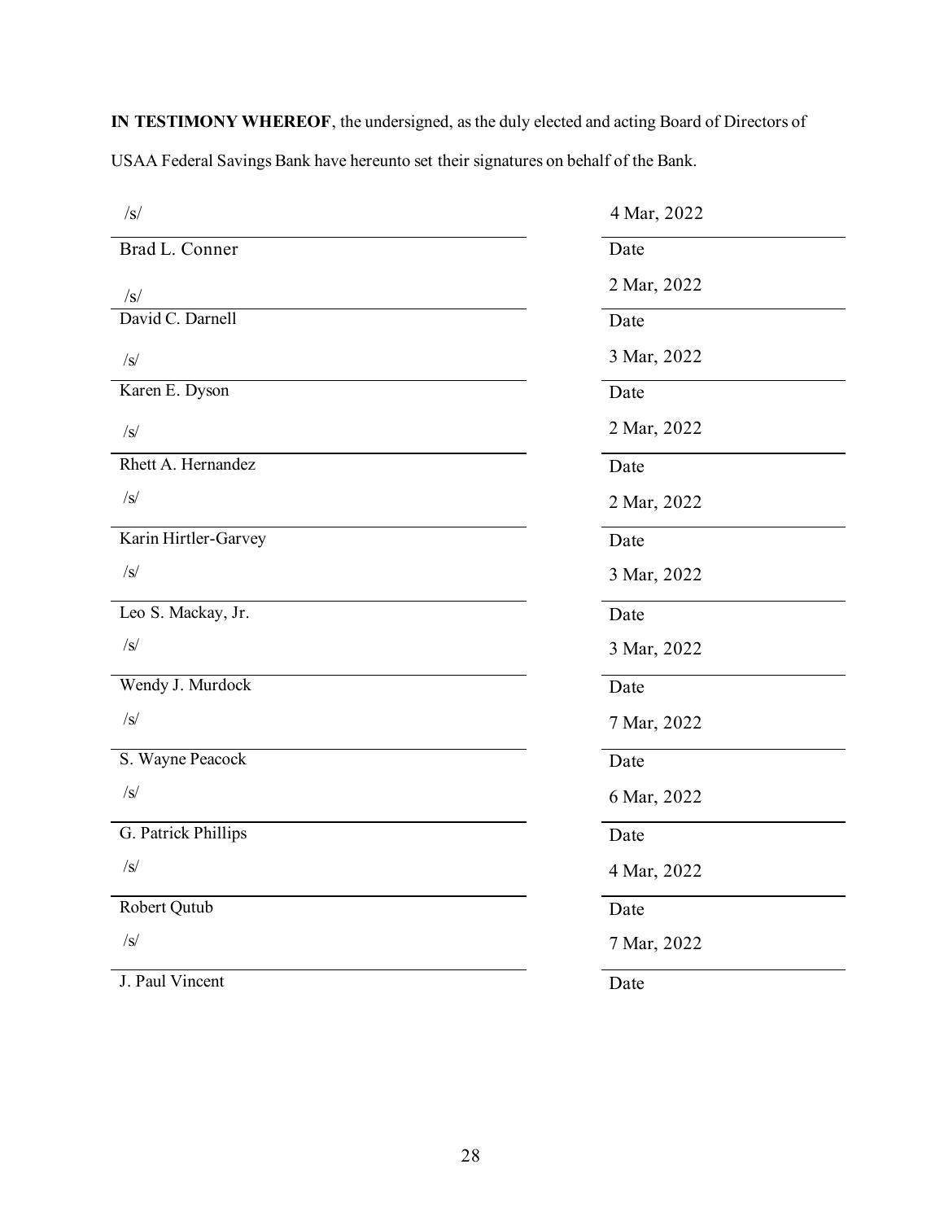**IN TESTIMONY WHEREOF**, the undersigned, as the duly elected and acting Board of Directors of USAA Federal Savings Bank have hereunto set their signatures on behalf of the Bank.

| Signature | Date |
| --- | --- |
| /s/ Brad L. Conner | 4 Mar, 2022 |
| /s/ David C. Darnell | 2 Mar, 2022 |
| /s/ Karen E. Dyson | 3 Mar, 2022 |
| /s/ Rhett A. Hernandez | 2 Mar, 2022 |
| /s/ Karin Hirtler-Garvey | 2 Mar, 2022 |
| /s/ Leo S. Mackay, Jr. | 3 Mar, 2022 |
| /s/ Wendy J. Murdock | 3 Mar, 2022 |
| /s/ S. Wayne Peacock | 7 Mar, 2022 |
| /s/ G. Patrick Phillips | 6 Mar, 2022 |
| /s/ Robert Qutub | 4 Mar, 2022 |
| /s/ J. Paul Vincent | 7 Mar, 2022 |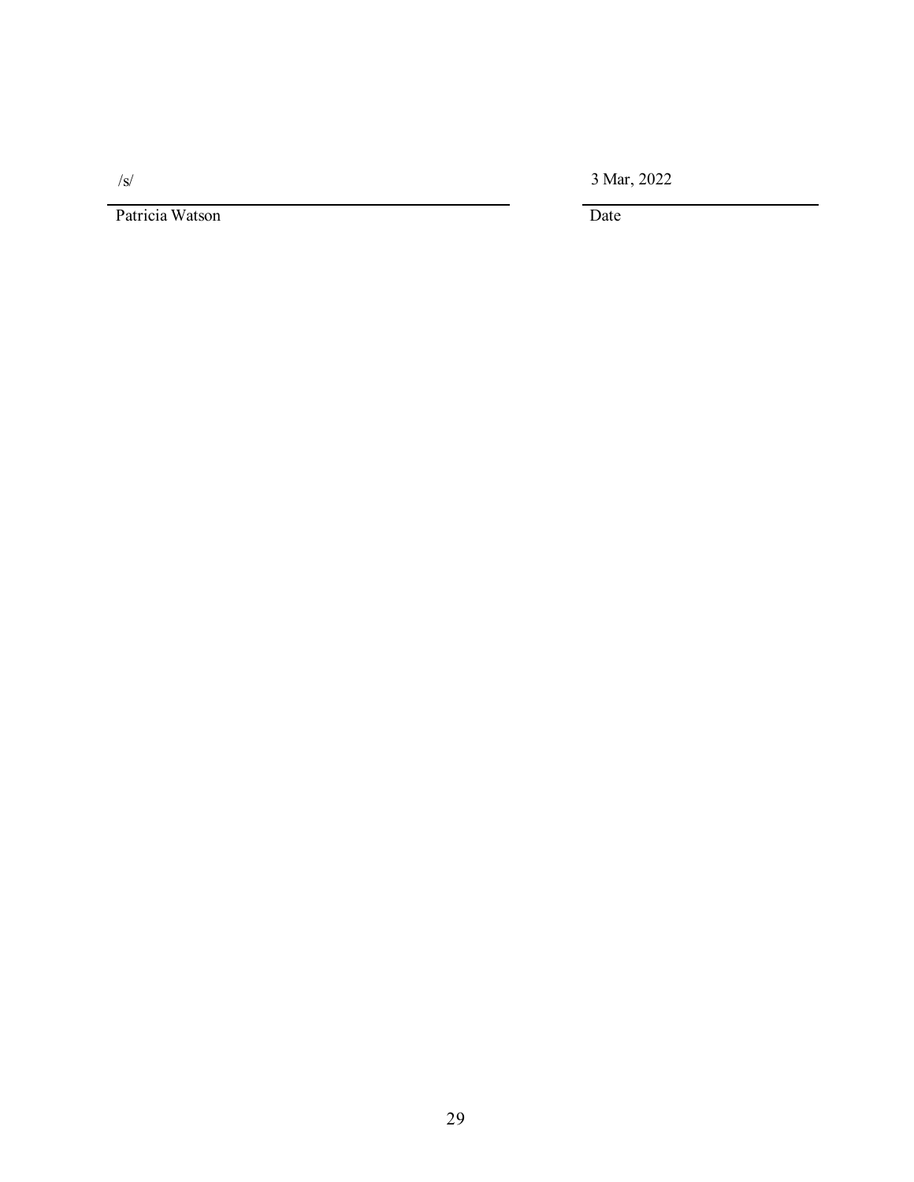| | |
|---|---|
| /s/ | 3 Mar, 2022 |
| Patricia Watson | Date |